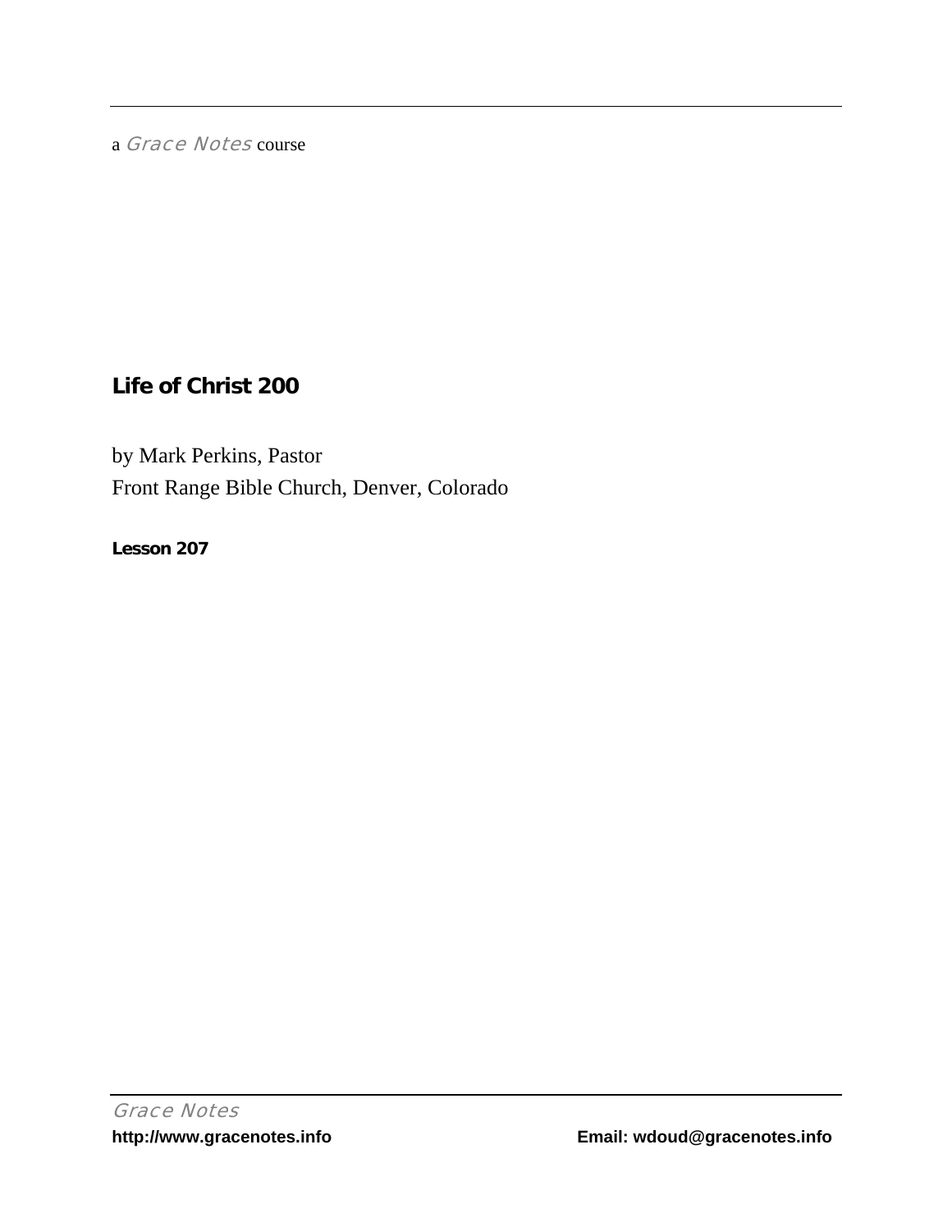a *Grace Notes* course

# Life of Christ 200

by Mark Perkins, Pastor

Front Range Bible Church, Denver, Colorado

**Lesson 207**

*Grace Notes*

**http://www.gracenotes.info** **Email: wdoud@gracenotes.info**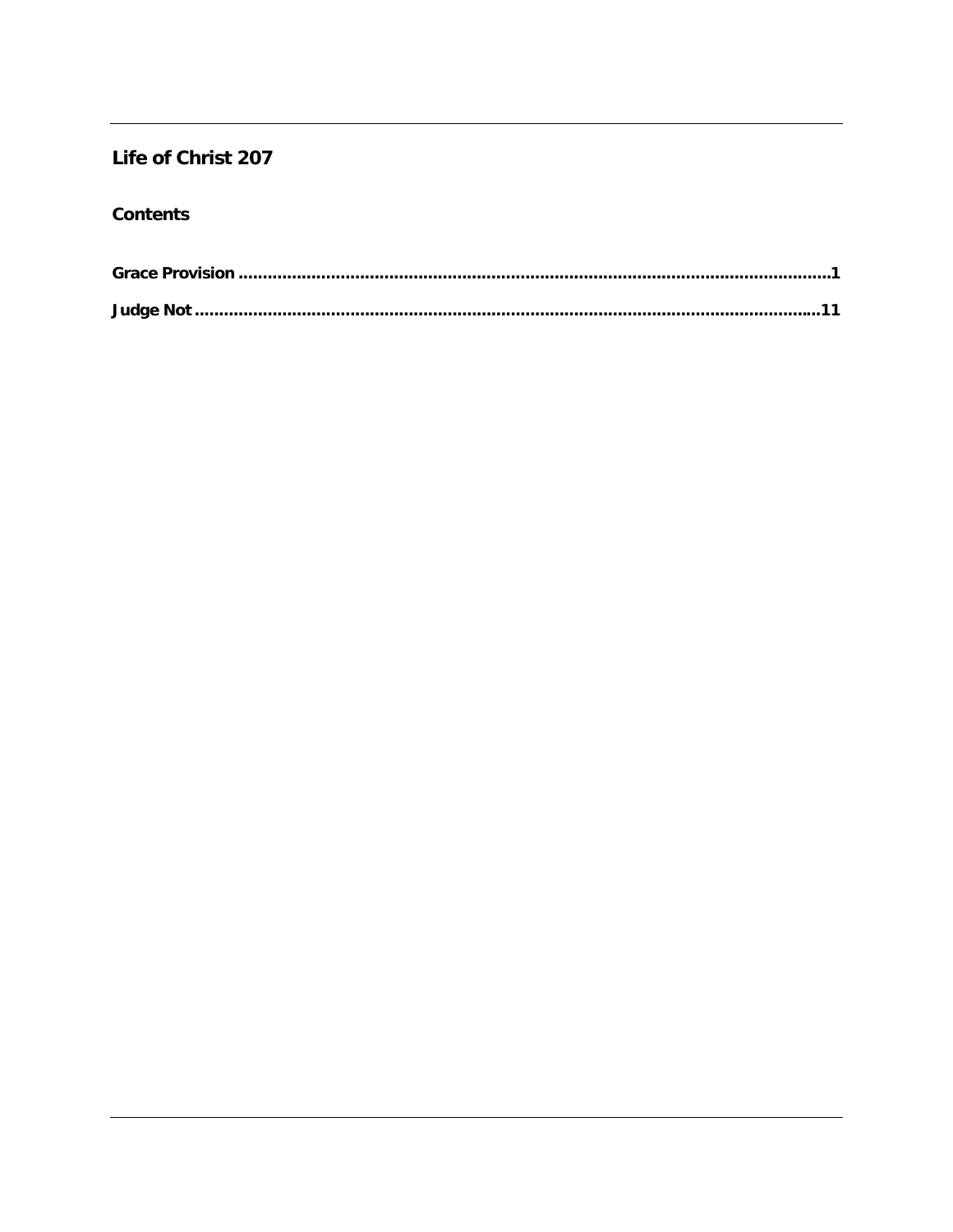## Life of Christ 207

### Contents

**Grace Provision ........................................................................................................................1**

**Judge Not ...................................................................................................................................11**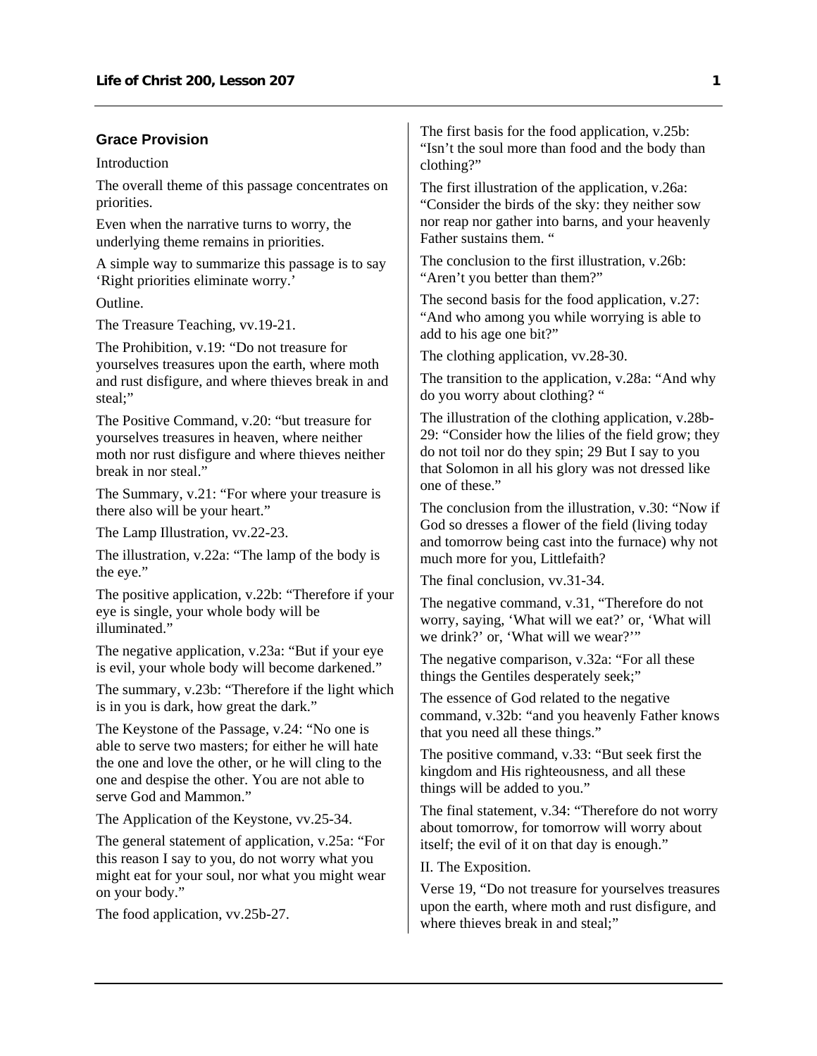## Grace Provision

Introduction

The overall theme of this passage concentrates on priorities.

Even when the narrative turns to worry, the underlying theme remains in priorities.

A simple way to summarize this passage is to say 'Right priorities eliminate worry.'

Outline.

The Treasure Teaching, vv.19-21.

The Prohibition, v.19: "Do not treasure for yourselves treasures upon the earth, where moth and rust disfigure, and where thieves break in and steal;"

The Positive Command, v.20: "but treasure for yourselves treasures in heaven, where neither moth nor rust disfigure and where thieves neither break in nor steal."

The Summary, v.21: "For where your treasure is there also will be your heart."

The Lamp Illustration, vv.22-23.

The illustration, v.22a: "The lamp of the body is the eye."

The positive application, v.22b: "Therefore if your eye is single, your whole body will be illuminated."

The negative application, v.23a: "But if your eye is evil, your whole body will become darkened."

The summary, v.23b: "Therefore if the light which is in you is dark, how great the dark."

The Keystone of the Passage, v.24: "No one is able to serve two masters; for either he will hate the one and love the other, or he will cling to the one and despise the other. You are not able to serve God and Mammon."

The Application of the Keystone, vv.25-34.

The general statement of application, v.25a: "For this reason I say to you, do not worry what you might eat for your soul, nor what you might wear on your body."

The food application, vv.25b-27.

The first basis for the food application, v.25b: "Isn't the soul more than food and the body than clothing?"

The first illustration of the application, v.26a: "Consider the birds of the sky: they neither sow nor reap nor gather into barns, and your heavenly Father sustains them. "

The conclusion to the first illustration, v.26b: "Aren't you better than them?"

The second basis for the food application, v.27: "And who among you while worrying is able to add to his age one bit?"

The clothing application, vv.28-30.

The transition to the application, v.28a: "And why do you worry about clothing? "

The illustration of the clothing application, v.28b-29: "Consider how the lilies of the field grow; they do not toil nor do they spin; 29 But I say to you that Solomon in all his glory was not dressed like one of these."

The conclusion from the illustration, v.30: "Now if God so dresses a flower of the field (living today and tomorrow being cast into the furnace) why not much more for you, Littlefaith?

The final conclusion, vv.31-34.

The negative command, v.31, "Therefore do not worry, saying, 'What will we eat?' or, 'What will we drink?' or, 'What will we wear?'"

The negative comparison, v.32a: "For all these things the Gentiles desperately seek;"

The essence of God related to the negative command, v.32b: "and you heavenly Father knows that you need all these things."

The positive command, v.33: "But seek first the kingdom and His righteousness, and all these things will be added to you."

The final statement, v.34: "Therefore do not worry about tomorrow, for tomorrow will worry about itself; the evil of it on that day is enough."

II. The Exposition.

Verse 19, "Do not treasure for yourselves treasures upon the earth, where moth and rust disfigure, and where thieves break in and steal;"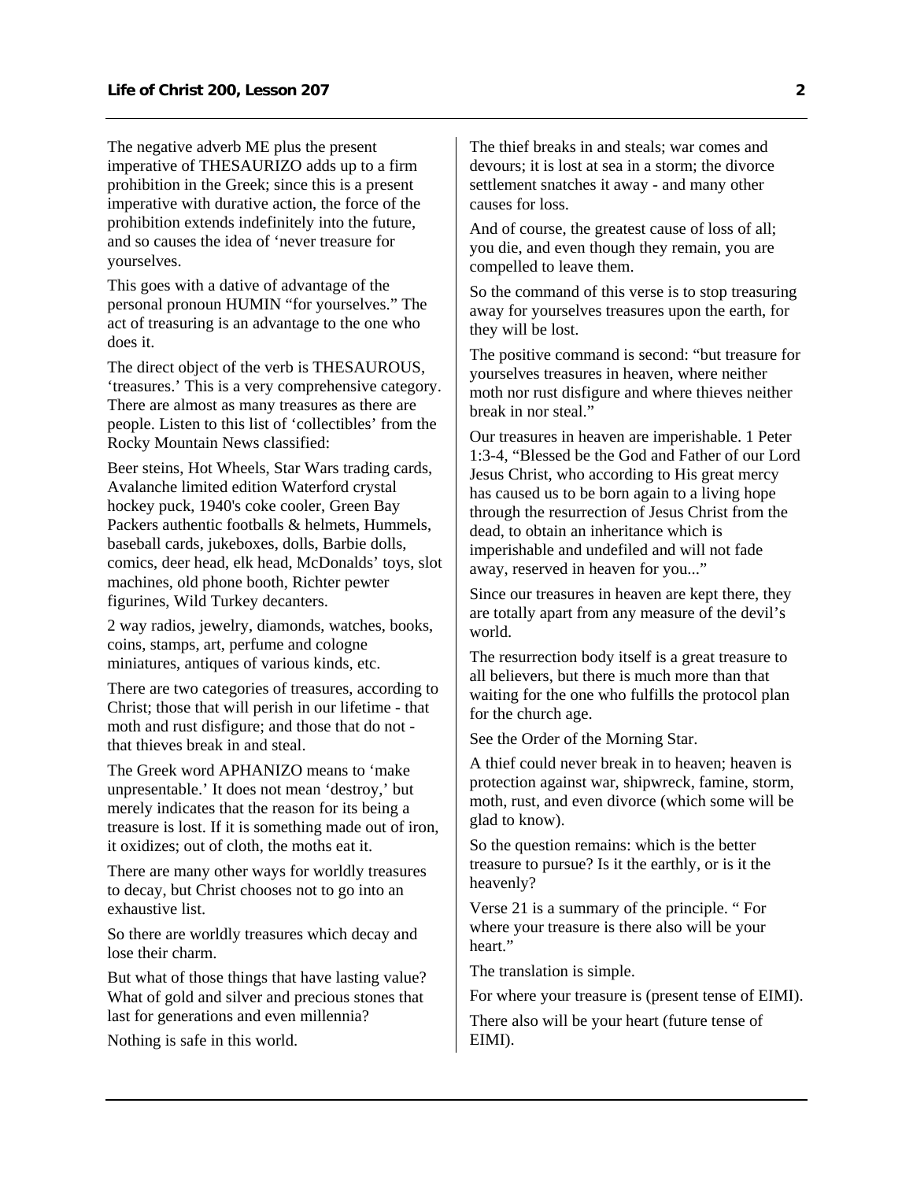The negative adverb ME plus the present imperative of THESAURIZO adds up to a firm prohibition in the Greek; since this is a present imperative with durative action, the force of the prohibition extends indefinitely into the future, and so causes the idea of 'never treasure for yourselves.

This goes with a dative of advantage of the personal pronoun HUMIN "for yourselves." The act of treasuring is an advantage to the one who does it.

The direct object of the verb is THESAUROUS, 'treasures.' This is a very comprehensive category. There are almost as many treasures as there are people. Listen to this list of 'collectibles' from the Rocky Mountain News classified:

Beer steins, Hot Wheels, Star Wars trading cards, Avalanche limited edition Waterford crystal hockey puck, 1940's coke cooler, Green Bay Packers authentic footballs & helmets, Hummels, baseball cards, jukeboxes, dolls, Barbie dolls, comics, deer head, elk head, McDonalds' toys, slot machines, old phone booth, Richter pewter figurines, Wild Turkey decanters.

2 way radios, jewelry, diamonds, watches, books, coins, stamps, art, perfume and cologne miniatures, antiques of various kinds, etc.

There are two categories of treasures, according to Christ; those that will perish in our lifetime - that moth and rust disfigure; and those that do not - that thieves break in and steal.

The Greek word APHANIZO means to 'make unpresentable.' It does not mean 'destroy,' but merely indicates that the reason for its being a treasure is lost. If it is something made out of iron, it oxidizes; out of cloth, the moths eat it.

There are many other ways for worldly treasures to decay, but Christ chooses not to go into an exhaustive list.

So there are worldly treasures which decay and lose their charm.

But what of those things that have lasting value? What of gold and silver and precious stones that last for generations and even millennia?

Nothing is safe in this world.

The thief breaks in and steals; war comes and devours; it is lost at sea in a storm; the divorce settlement snatches it away - and many other causes for loss.

And of course, the greatest cause of loss of all; you die, and even though they remain, you are compelled to leave them.

So the command of this verse is to stop treasuring away for yourselves treasures upon the earth, for they will be lost.

The positive command is second: "but treasure for yourselves treasures in heaven, where neither moth nor rust disfigure and where thieves neither break in nor steal."

Our treasures in heaven are imperishable. 1 Peter 1:3-4, "Blessed be the God and Father of our Lord Jesus Christ, who according to His great mercy has caused us to be born again to a living hope through the resurrection of Jesus Christ from the dead, to obtain an inheritance which is imperishable and undefiled and will not fade away, reserved in heaven for you..."

Since our treasures in heaven are kept there, they are totally apart from any measure of the devil's world.

The resurrection body itself is a great treasure to all believers, but there is much more than that waiting for the one who fulfills the protocol plan for the church age.

See the Order of the Morning Star.

A thief could never break in to heaven; heaven is protection against war, shipwreck, famine, storm, moth, rust, and even divorce (which some will be glad to know).

So the question remains: which is the better treasure to pursue? Is it the earthly, or is it the heavenly?

Verse 21 is a summary of the principle. " For where your treasure is there also will be your heart."

The translation is simple.

For where your treasure is (present tense of EIMI).

There also will be your heart (future tense of EIMI).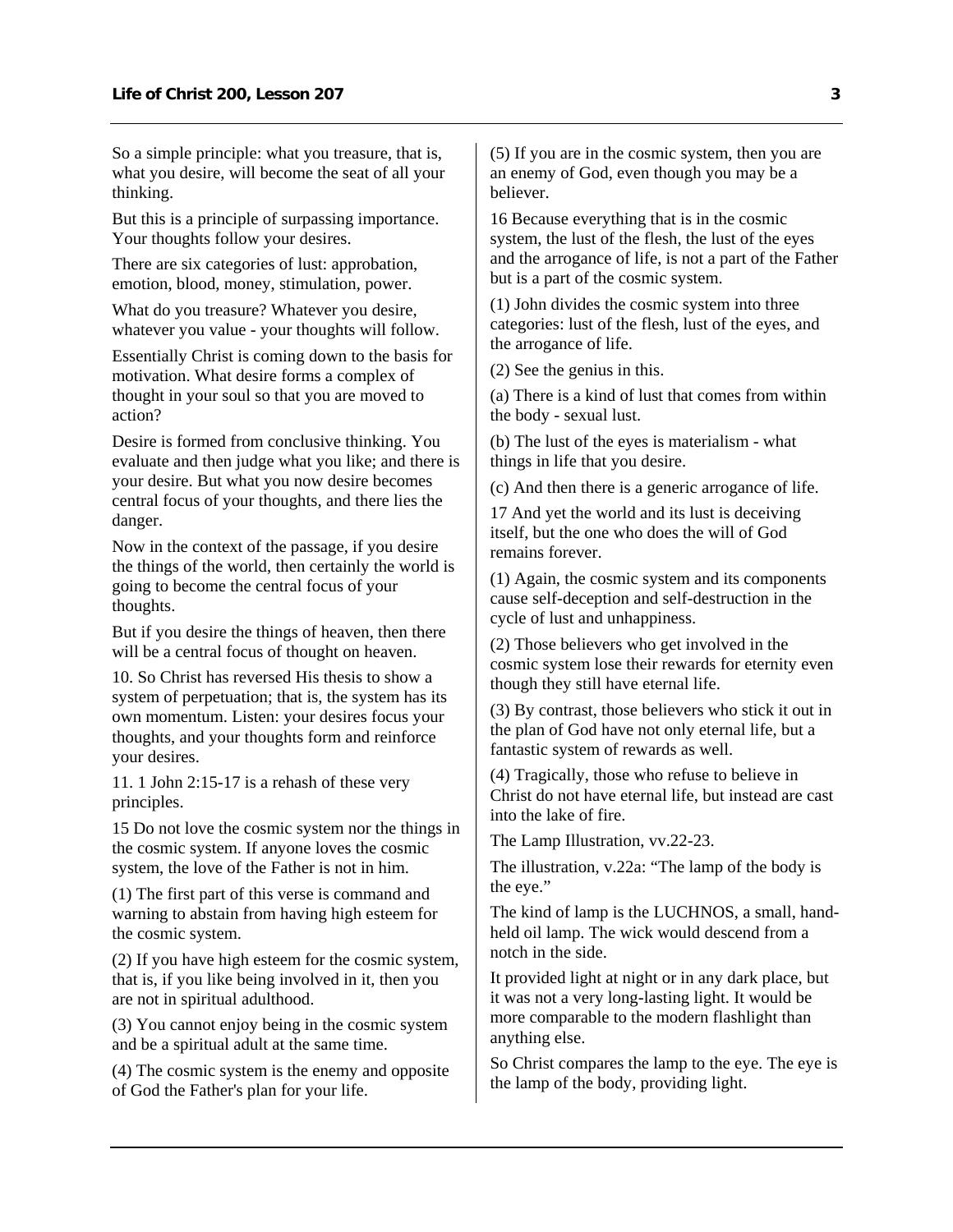So a simple principle: what you treasure, that is, what you desire, will become the seat of all your thinking.

But this is a principle of surpassing importance. Your thoughts follow your desires.

There are six categories of lust: approbation, emotion, blood, money, stimulation, power.

What do you treasure? Whatever you desire, whatever you value - your thoughts will follow.

Essentially Christ is coming down to the basis for motivation. What desire forms a complex of thought in your soul so that you are moved to action?

Desire is formed from conclusive thinking. You evaluate and then judge what you like; and there is your desire. But what you now desire becomes central focus of your thoughts, and there lies the danger.

Now in the context of the passage, if you desire the things of the world, then certainly the world is going to become the central focus of your thoughts.

But if you desire the things of heaven, then there will be a central focus of thought on heaven.

10. So Christ has reversed His thesis to show a system of perpetuation; that is, the system has its own momentum. Listen: your desires focus your thoughts, and your thoughts form and reinforce your desires.

11. 1 John 2:15-17 is a rehash of these very principles.

15 Do not love the cosmic system nor the things in the cosmic system. If anyone loves the cosmic system, the love of the Father is not in him.

(1) The first part of this verse is command and warning to abstain from having high esteem for the cosmic system.

(2) If you have high esteem for the cosmic system, that is, if you like being involved in it, then you are not in spiritual adulthood.

(3) You cannot enjoy being in the cosmic system and be a spiritual adult at the same time.

(4) The cosmic system is the enemy and opposite of God the Father's plan for your life.

(5) If you are in the cosmic system, then you are an enemy of God, even though you may be a believer.

16 Because everything that is in the cosmic system, the lust of the flesh, the lust of the eyes and the arrogance of life, is not a part of the Father but is a part of the cosmic system.

(1) John divides the cosmic system into three categories: lust of the flesh, lust of the eyes, and the arrogance of life.

(2) See the genius in this.

(a) There is a kind of lust that comes from within the body - sexual lust.

(b) The lust of the eyes is materialism - what things in life that you desire.

(c) And then there is a generic arrogance of life.

17 And yet the world and its lust is deceiving itself, but the one who does the will of God remains forever.

(1) Again, the cosmic system and its components cause self-deception and self-destruction in the cycle of lust and unhappiness.

(2) Those believers who get involved in the cosmic system lose their rewards for eternity even though they still have eternal life.

(3) By contrast, those believers who stick it out in the plan of God have not only eternal life, but a fantastic system of rewards as well.

(4) Tragically, those who refuse to believe in Christ do not have eternal life, but instead are cast into the lake of fire.

The Lamp Illustration, vv.22-23.

The illustration, v.22a: "The lamp of the body is the eye."

The kind of lamp is the LUCHNOS, a small, hand-held oil lamp. The wick would descend from a notch in the side.

It provided light at night or in any dark place, but it was not a very long-lasting light. It would be more comparable to the modern flashlight than anything else.

So Christ compares the lamp to the eye. The eye is the lamp of the body, providing light.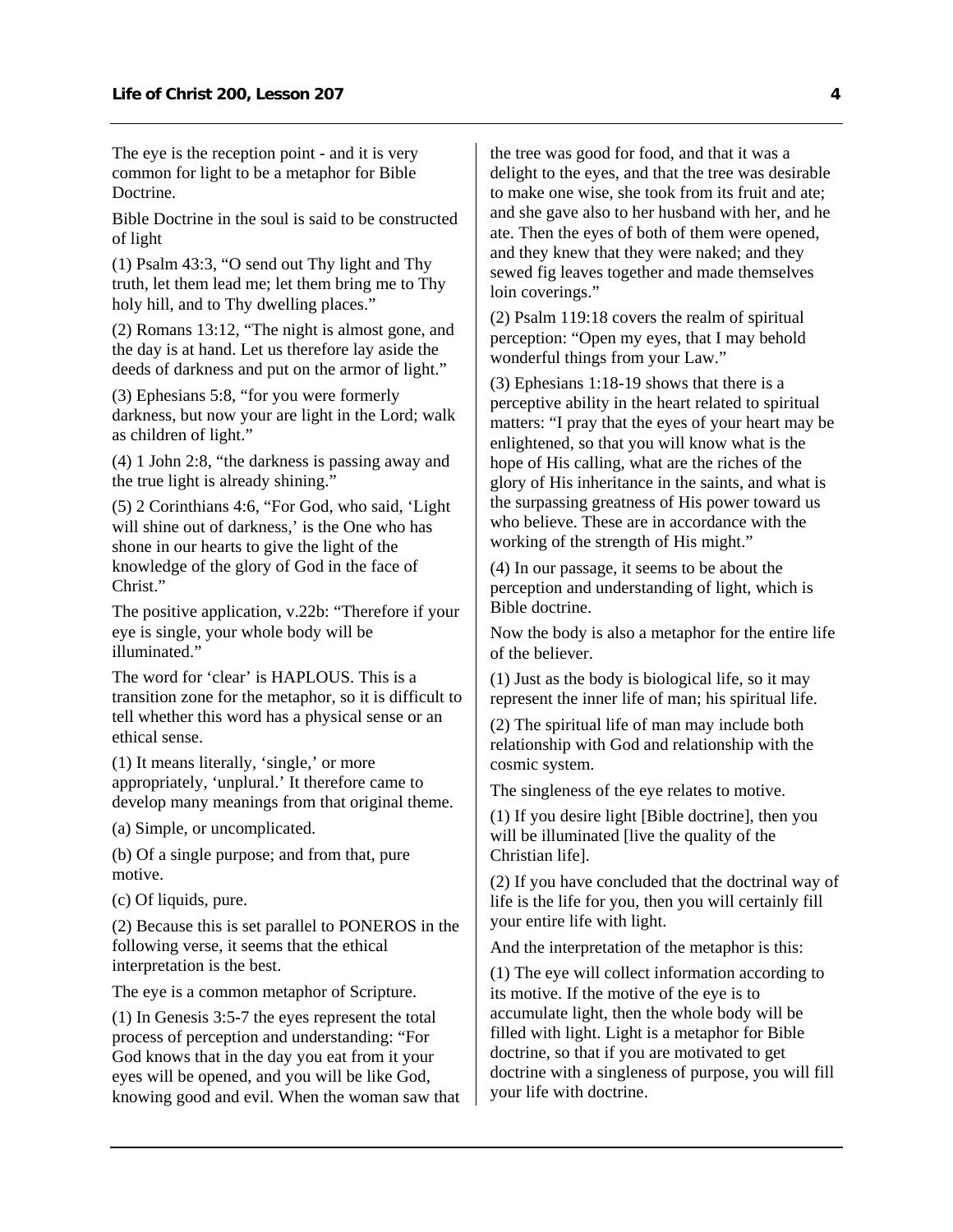The eye is the reception point - and it is very common for light to be a metaphor for Bible Doctrine.

Bible Doctrine in the soul is said to be constructed of light

(1) Psalm 43:3, "O send out Thy light and Thy truth, let them lead me; let them bring me to Thy holy hill, and to Thy dwelling places."

(2) Romans 13:12, "The night is almost gone, and the day is at hand. Let us therefore lay aside the deeds of darkness and put on the armor of light."

(3) Ephesians 5:8, "for you were formerly darkness, but now your are light in the Lord; walk as children of light."

(4) 1 John 2:8, "the darkness is passing away and the true light is already shining."

(5) 2 Corinthians 4:6, "For God, who said, 'Light will shine out of darkness,' is the One who has shone in our hearts to give the light of the knowledge of the glory of God in the face of Christ."

The positive application, v.22b: "Therefore if your eye is single, your whole body will be illuminated."

The word for 'clear' is HAPLOUS. This is a transition zone for the metaphor, so it is difficult to tell whether this word has a physical sense or an ethical sense.

(1) It means literally, 'single,' or more appropriately, 'unplural.' It therefore came to develop many meanings from that original theme.

(a) Simple, or uncomplicated.

(b) Of a single purpose; and from that, pure motive.

(c) Of liquids, pure.

(2) Because this is set parallel to PONEROS in the following verse, it seems that the ethical interpretation is the best.

The eye is a common metaphor of Scripture.

(1) In Genesis 3:5-7 the eyes represent the total process of perception and understanding: "For God knows that in the day you eat from it your eyes will be opened, and you will be like God, knowing good and evil. When the woman saw that the tree was good for food, and that it was a delight to the eyes, and that the tree was desirable to make one wise, she took from its fruit and ate; and she gave also to her husband with her, and he ate. Then the eyes of both of them were opened, and they knew that they were naked; and they sewed fig leaves together and made themselves loin coverings."

(2) Psalm 119:18 covers the realm of spiritual perception: "Open my eyes, that I may behold wonderful things from your Law."

(3) Ephesians 1:18-19 shows that there is a perceptive ability in the heart related to spiritual matters: "I pray that the eyes of your heart may be enlightened, so that you will know what is the hope of His calling, what are the riches of the glory of His inheritance in the saints, and what is the surpassing greatness of His power toward us who believe. These are in accordance with the working of the strength of His might."

(4) In our passage, it seems to be about the perception and understanding of light, which is Bible doctrine.

Now the body is also a metaphor for the entire life of the believer.

(1) Just as the body is biological life, so it may represent the inner life of man; his spiritual life.

(2) The spiritual life of man may include both relationship with God and relationship with the cosmic system.

The singleness of the eye relates to motive.

(1) If you desire light [Bible doctrine], then you will be illuminated [live the quality of the Christian life].

(2) If you have concluded that the doctrinal way of life is the life for you, then you will certainly fill your entire life with light.

And the interpretation of the metaphor is this:

(1) The eye will collect information according to its motive. If the motive of the eye is to accumulate light, then the whole body will be filled with light. Light is a metaphor for Bible doctrine, so that if you are motivated to get doctrine with a singleness of purpose, you will fill your life with doctrine.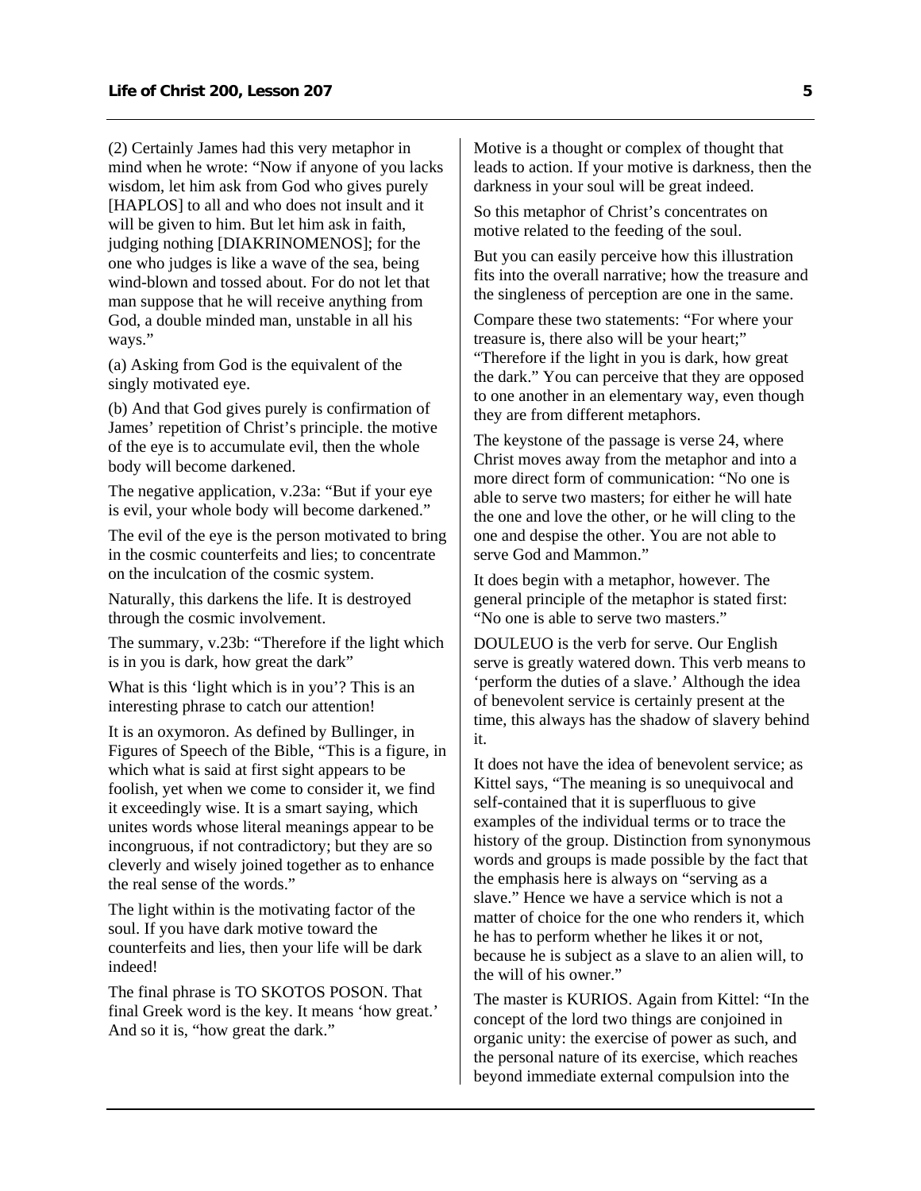(2) Certainly James had this very metaphor in mind when he wrote: "Now if anyone of you lacks wisdom, let him ask from God who gives purely [HAPLOS] to all and who does not insult and it will be given to him. But let him ask in faith, judging nothing [DIAKRINOMENOS]; for the one who judges is like a wave of the sea, being wind-blown and tossed about. For do not let that man suppose that he will receive anything from God, a double minded man, unstable in all his ways."

(a) Asking from God is the equivalent of the singly motivated eye.

(b) And that God gives purely is confirmation of James' repetition of Christ's principle. the motive of the eye is to accumulate evil, then the whole body will become darkened.

The negative application, v.23a: "But if your eye is evil, your whole body will become darkened."

The evil of the eye is the person motivated to bring in the cosmic counterfeits and lies; to concentrate on the inculcation of the cosmic system.

Naturally, this darkens the life. It is destroyed through the cosmic involvement.

The summary, v.23b: "Therefore if the light which is in you is dark, how great the dark"

What is this 'light which is in you'? This is an interesting phrase to catch our attention!

It is an oxymoron. As defined by Bullinger, in Figures of Speech of the Bible, "This is a figure, in which what is said at first sight appears to be foolish, yet when we come to consider it, we find it exceedingly wise. It is a smart saying, which unites words whose literal meanings appear to be incongruous, if not contradictory; but they are so cleverly and wisely joined together as to enhance the real sense of the words."

The light within is the motivating factor of the soul. If you have dark motive toward the counterfeits and lies, then your life will be dark indeed!

The final phrase is TO SKOTOS POSON. That final Greek word is the key. It means 'how great.' And so it is, "how great the dark."

Motive is a thought or complex of thought that leads to action. If your motive is darkness, then the darkness in your soul will be great indeed.

So this metaphor of Christ's concentrates on motive related to the feeding of the soul.

But you can easily perceive how this illustration fits into the overall narrative; how the treasure and the singleness of perception are one in the same.

Compare these two statements: "For where your treasure is, there also will be your heart;" "Therefore if the light in you is dark, how great the dark." You can perceive that they are opposed to one another in an elementary way, even though they are from different metaphors.

The keystone of the passage is verse 24, where Christ moves away from the metaphor and into a more direct form of communication: "No one is able to serve two masters; for either he will hate the one and love the other, or he will cling to the one and despise the other. You are not able to serve God and Mammon."

It does begin with a metaphor, however. The general principle of the metaphor is stated first: "No one is able to serve two masters."

DOULEUO is the verb for serve. Our English serve is greatly watered down. This verb means to 'perform the duties of a slave.' Although the idea of benevolent service is certainly present at the time, this always has the shadow of slavery behind it.

It does not have the idea of benevolent service; as Kittel says, "The meaning is so unequivocal and self-contained that it is superfluous to give examples of the individual terms or to trace the history of the group. Distinction from synonymous words and groups is made possible by the fact that the emphasis here is always on "serving as a slave." Hence we have a service which is not a matter of choice for the one who renders it, which he has to perform whether he likes it or not, because he is subject as a slave to an alien will, to the will of his owner."

The master is KURIOS. Again from Kittel: "In the concept of the lord two things are conjoined in organic unity: the exercise of power as such, and the personal nature of its exercise, which reaches beyond immediate external compulsion into the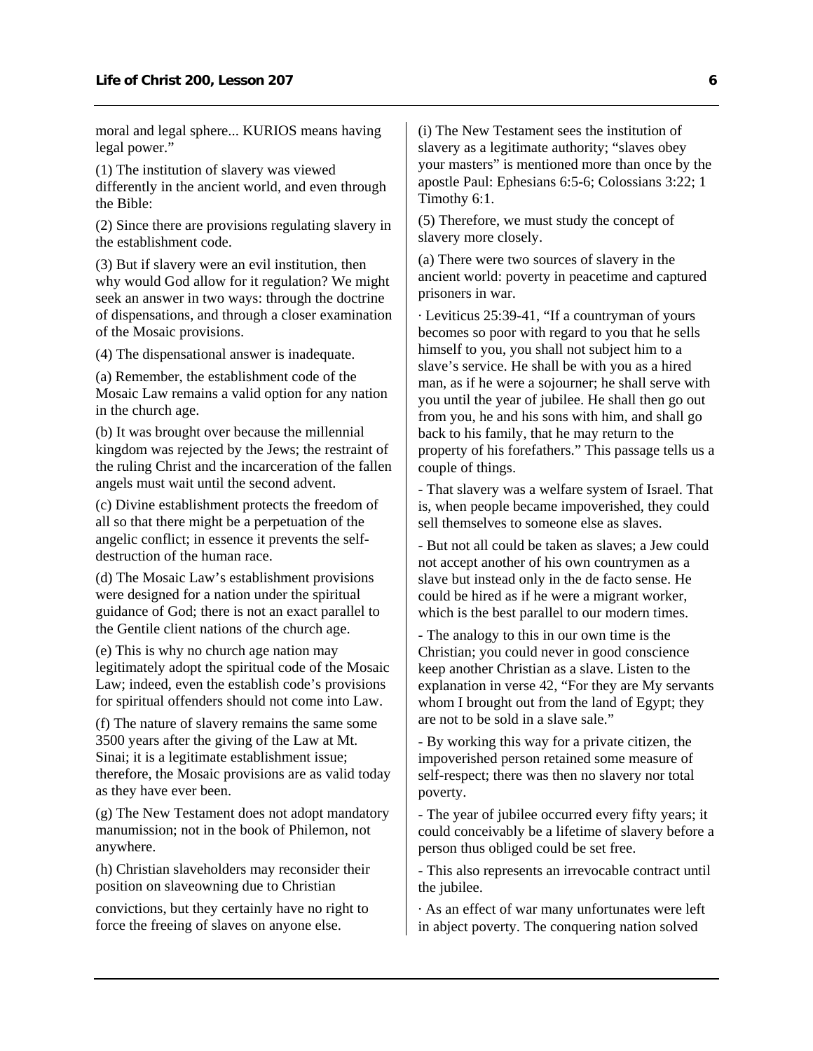moral and legal sphere... KURIOS means having legal power."

(1) The institution of slavery was viewed differently in the ancient world, and even through the Bible:

(2) Since there are provisions regulating slavery in the establishment code.

(3) But if slavery were an evil institution, then why would God allow for it regulation? We might seek an answer in two ways: through the doctrine of dispensations, and through a closer examination of the Mosaic provisions.

(4) The dispensational answer is inadequate.

(a) Remember, the establishment code of the Mosaic Law remains a valid option for any nation in the church age.

(b) It was brought over because the millennial kingdom was rejected by the Jews; the restraint of the ruling Christ and the incarceration of the fallen angels must wait until the second advent.

(c) Divine establishment protects the freedom of all so that there might be a perpetuation of the angelic conflict; in essence it prevents the self-destruction of the human race.

(d) The Mosaic Law's establishment provisions were designed for a nation under the spiritual guidance of God; there is not an exact parallel to the Gentile client nations of the church age.

(e) This is why no church age nation may legitimately adopt the spiritual code of the Mosaic Law; indeed, even the establish code's provisions for spiritual offenders should not come into Law.

(f) The nature of slavery remains the same some 3500 years after the giving of the Law at Mt. Sinai; it is a legitimate establishment issue; therefore, the Mosaic provisions are as valid today as they have ever been.

(g) The New Testament does not adopt mandatory manumission; not in the book of Philemon, not anywhere.

(h) Christian slaveholders may reconsider their position on slaveowning due to Christian convictions, but they certainly have no right to force the freeing of slaves on anyone else.

(i) The New Testament sees the institution of slavery as a legitimate authority; "slaves obey your masters" is mentioned more than once by the apostle Paul: Ephesians 6:5-6; Colossians 3:22; 1 Timothy 6:1.

(5) Therefore, we must study the concept of slavery more closely.

(a) There were two sources of slavery in the ancient world: poverty in peacetime and captured prisoners in war.

· Leviticus 25:39-41, "If a countryman of yours becomes so poor with regard to you that he sells himself to you, you shall not subject him to a slave's service. He shall be with you as a hired man, as if he were a sojourner; he shall serve with you until the year of jubilee. He shall then go out from you, he and his sons with him, and shall go back to his family, that he may return to the property of his forefathers." This passage tells us a couple of things.

- That slavery was a welfare system of Israel. That is, when people became impoverished, they could sell themselves to someone else as slaves.

- But not all could be taken as slaves; a Jew could not accept another of his own countrymen as a slave but instead only in the de facto sense. He could be hired as if he were a migrant worker, which is the best parallel to our modern times.

- The analogy to this in our own time is the Christian; you could never in good conscience keep another Christian as a slave. Listen to the explanation in verse 42, "For they are My servants whom I brought out from the land of Egypt; they are not to be sold in a slave sale."

- By working this way for a private citizen, the impoverished person retained some measure of self-respect; there was then no slavery nor total poverty.

- The year of jubilee occurred every fifty years; it could conceivably be a lifetime of slavery before a person thus obliged could be set free.

- This also represents an irrevocable contract until the jubilee.

· As an effect of war many unfortunates were left in abject poverty. The conquering nation solved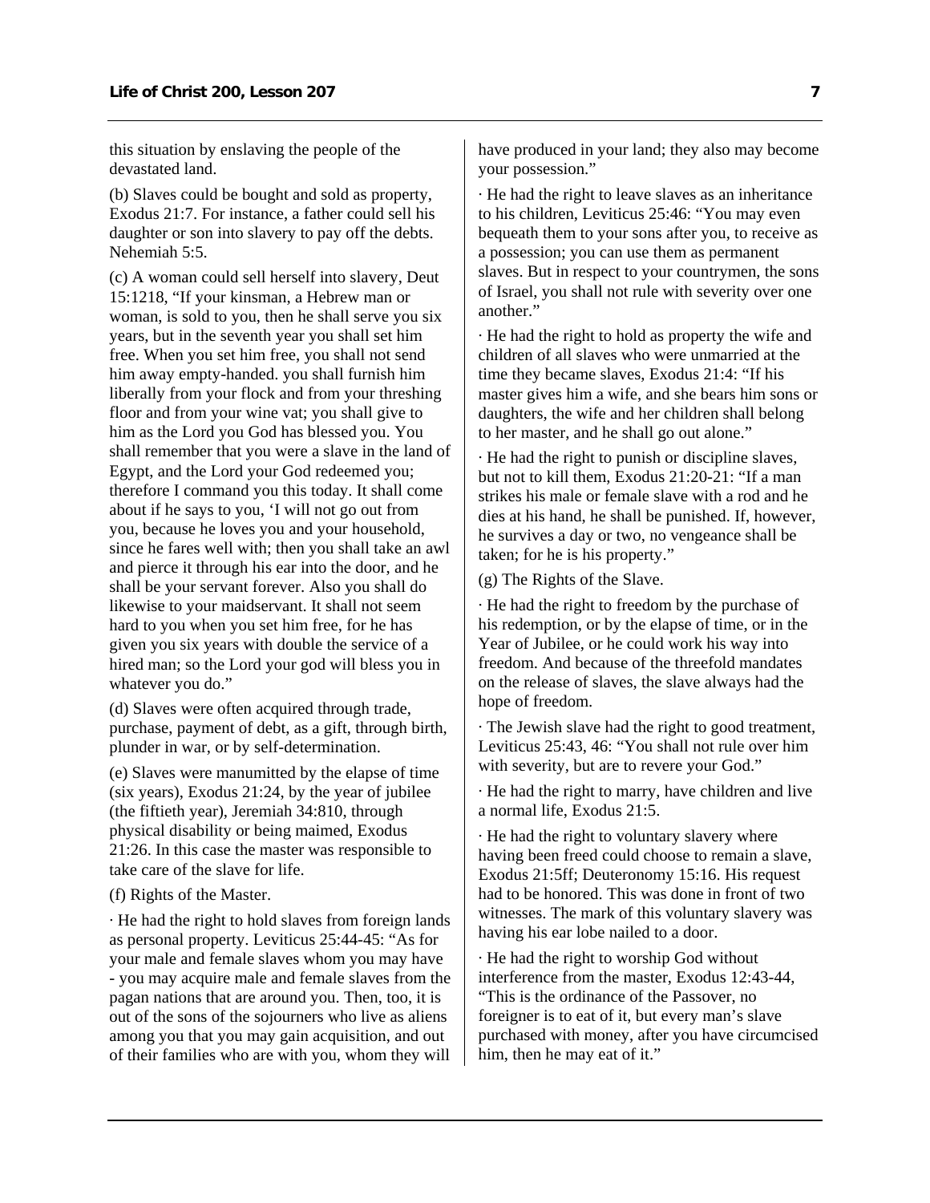this situation by enslaving the people of the devastated land.

(b) Slaves could be bought and sold as property, Exodus 21:7. For instance, a father could sell his daughter or son into slavery to pay off the debts. Nehemiah 5:5.

(c) A woman could sell herself into slavery, Deut 15:1218, "If your kinsman, a Hebrew man or woman, is sold to you, then he shall serve you six years, but in the seventh year you shall set him free. When you set him free, you shall not send him away empty-handed. you shall furnish him liberally from your flock and from your threshing floor and from your wine vat; you shall give to him as the Lord you God has blessed you. You shall remember that you were a slave in the land of Egypt, and the Lord your God redeemed you; therefore I command you this today. It shall come about if he says to you, 'I will not go out from you, because he loves you and your household, since he fares well with; then you shall take an awl and pierce it through his ear into the door, and he shall be your servant forever. Also you shall do likewise to your maidservant. It shall not seem hard to you when you set him free, for he has given you six years with double the service of a hired man; so the Lord your god will bless you in whatever you do."

(d) Slaves were often acquired through trade, purchase, payment of debt, as a gift, through birth, plunder in war, or by self-determination.

(e) Slaves were manumitted by the elapse of time (six years), Exodus 21:24, by the year of jubilee (the fiftieth year), Jeremiah 34:810, through physical disability or being maimed, Exodus 21:26. In this case the master was responsible to take care of the slave for life.

(f) Rights of the Master.

· He had the right to hold slaves from foreign lands as personal property. Leviticus 25:44-45: "As for your male and female slaves whom you may have - you may acquire male and female slaves from the pagan nations that are around you. Then, too, it is out of the sons of the sojourners who live as aliens among you that you may gain acquisition, and out of their families who are with you, whom they will have produced in your land; they also may become your possession."

· He had the right to leave slaves as an inheritance to his children, Leviticus 25:46: "You may even bequeath them to your sons after you, to receive as a possession; you can use them as permanent slaves. But in respect to your countrymen, the sons of Israel, you shall not rule with severity over one another."

· He had the right to hold as property the wife and children of all slaves who were unmarried at the time they became slaves, Exodus 21:4: "If his master gives him a wife, and she bears him sons or daughters, the wife and her children shall belong to her master, and he shall go out alone."

· He had the right to punish or discipline slaves, but not to kill them, Exodus 21:20-21: "If a man strikes his male or female slave with a rod and he dies at his hand, he shall be punished. If, however, he survives a day or two, no vengeance shall be taken; for he is his property."

(g) The Rights of the Slave.

· He had the right to freedom by the purchase of his redemption, or by the elapse of time, or in the Year of Jubilee, or he could work his way into freedom. And because of the threefold mandates on the release of slaves, the slave always had the hope of freedom.

· The Jewish slave had the right to good treatment, Leviticus 25:43, 46: "You shall not rule over him with severity, but are to revere your God."

· He had the right to marry, have children and live a normal life, Exodus 21:5.

· He had the right to voluntary slavery where having been freed could choose to remain a slave, Exodus 21:5ff; Deuteronomy 15:16. His request had to be honored. This was done in front of two witnesses. The mark of this voluntary slavery was having his ear lobe nailed to a door.

· He had the right to worship God without interference from the master, Exodus 12:43-44, "This is the ordinance of the Passover, no foreigner is to eat of it, but every man's slave purchased with money, after you have circumcised him, then he may eat of it."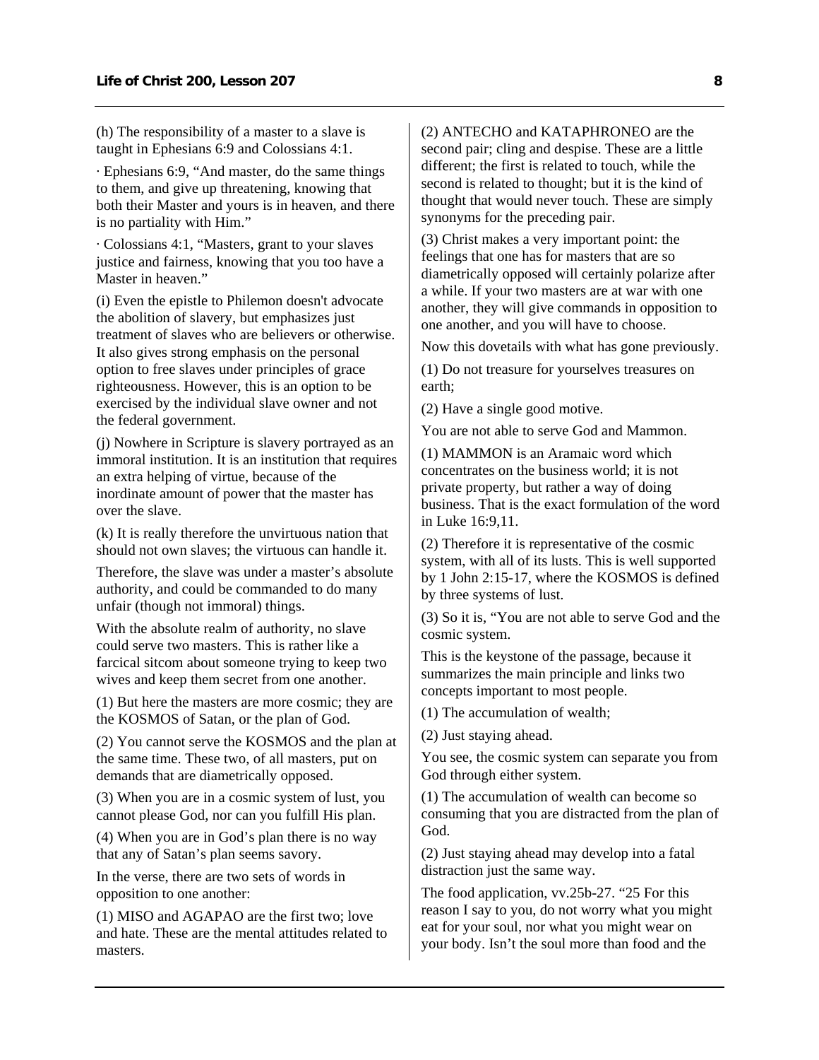(h) The responsibility of a master to a slave is taught in Ephesians 6:9 and Colossians 4:1.

· Ephesians 6:9, “And master, do the same things to them, and give up threatening, knowing that both their Master and yours is in heaven, and there is no partiality with Him.”

· Colossians 4:1, “Masters, grant to your slaves justice and fairness, knowing that you too have a Master in heaven.”

(i) Even the epistle to Philemon doesn't advocate the abolition of slavery, but emphasizes just treatment of slaves who are believers or otherwise. It also gives strong emphasis on the personal option to free slaves under principles of grace righteousness. However, this is an option to be exercised by the individual slave owner and not the federal government.

(j) Nowhere in Scripture is slavery portrayed as an immoral institution. It is an institution that requires an extra helping of virtue, because of the inordinate amount of power that the master has over the slave.

(k) It is really therefore the unvirtuous nation that should not own slaves; the virtuous can handle it.

Therefore, the slave was under a master’s absolute authority, and could be commanded to do many unfair (though not immoral) things.

With the absolute realm of authority, no slave could serve two masters. This is rather like a farcical sitcom about someone trying to keep two wives and keep them secret from one another.

(1) But here the masters are more cosmic; they are the KOSMOS of Satan, or the plan of God.

(2) You cannot serve the KOSMOS and the plan at the same time. These two, of all masters, put on demands that are diametrically opposed.

(3) When you are in a cosmic system of lust, you cannot please God, nor can you fulfill His plan.

(4) When you are in God’s plan there is no way that any of Satan’s plan seems savory.

In the verse, there are two sets of words in opposition to one another:

(1) MISO and AGAPAO are the first two; love and hate. These are the mental attitudes related to masters.

(2) ANTECHO and KATAPHRONEO are the second pair; cling and despise. These are a little different; the first is related to touch, while the second is related to thought; but it is the kind of thought that would never touch. These are simply synonyms for the preceding pair.

(3) Christ makes a very important point: the feelings that one has for masters that are so diametrically opposed will certainly polarize after a while. If your two masters are at war with one another, they will give commands in opposition to one another, and you will have to choose.

Now this dovetails with what has gone previously.

(1) Do not treasure for yourselves treasures on earth;

(2) Have a single good motive.

You are not able to serve God and Mammon.

(1) MAMMON is an Aramaic word which concentrates on the business world; it is not private property, but rather a way of doing business. That is the exact formulation of the word in Luke 16:9,11.

(2) Therefore it is representative of the cosmic system, with all of its lusts. This is well supported by 1 John 2:15-17, where the KOSMOS is defined by three systems of lust.

(3) So it is, “You are not able to serve God and the cosmic system.

This is the keystone of the passage, because it summarizes the main principle and links two concepts important to most people.

(1) The accumulation of wealth;

(2) Just staying ahead.

You see, the cosmic system can separate you from God through either system.

(1) The accumulation of wealth can become so consuming that you are distracted from the plan of God.

(2) Just staying ahead may develop into a fatal distraction just the same way.

The food application, vv.25b-27. “25 For this reason I say to you, do not worry what you might eat for your soul, nor what you might wear on your body. Isn’t the soul more than food and the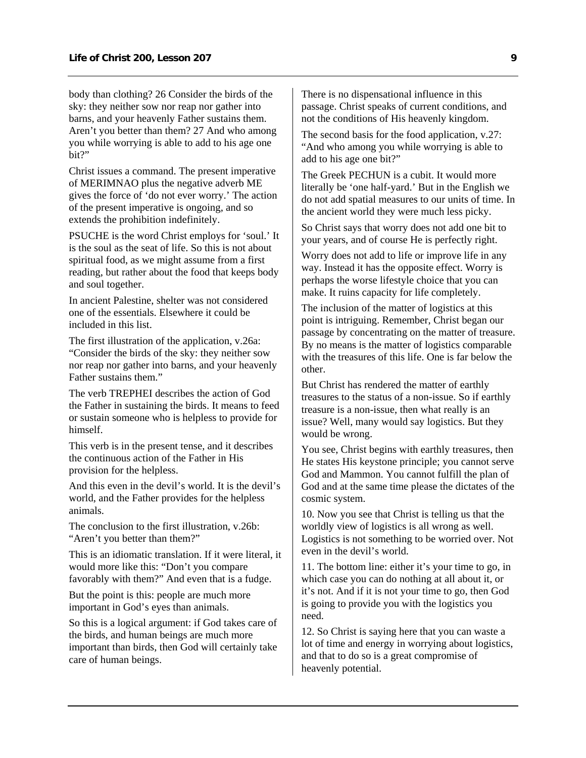body than clothing? 26 Consider the birds of the sky: they neither sow nor reap nor gather into barns, and your heavenly Father sustains them. Aren't you better than them? 27 And who among you while worrying is able to add to his age one bit?"

Christ issues a command. The present imperative of MERIMNAO plus the negative adverb ME gives the force of 'do not ever worry.' The action of the present imperative is ongoing, and so extends the prohibition indefinitely.

PSUCHE is the word Christ employs for 'soul.' It is the soul as the seat of life. So this is not about spiritual food, as we might assume from a first reading, but rather about the food that keeps body and soul together.

In ancient Palestine, shelter was not considered one of the essentials. Elsewhere it could be included in this list.

The first illustration of the application, v.26a: "Consider the birds of the sky: they neither sow nor reap nor gather into barns, and your heavenly Father sustains them."

The verb TREPHEI describes the action of God the Father in sustaining the birds. It means to feed or sustain someone who is helpless to provide for himself.

This verb is in the present tense, and it describes the continuous action of the Father in His provision for the helpless.

And this even in the devil's world. It is the devil's world, and the Father provides for the helpless animals.

The conclusion to the first illustration, v.26b: "Aren't you better than them?"

This is an idiomatic translation. If it were literal, it would more like this: "Don't you compare favorably with them?" And even that is a fudge.

But the point is this: people are much more important in God's eyes than animals.

So this is a logical argument: if God takes care of the birds, and human beings are much more important than birds, then God will certainly take care of human beings.

There is no dispensational influence in this passage. Christ speaks of current conditions, and not the conditions of His heavenly kingdom.

The second basis for the food application, v.27: "And who among you while worrying is able to add to his age one bit?"

The Greek PECHUN is a cubit. It would more literally be 'one half-yard.' But in the English we do not add spatial measures to our units of time. In the ancient world they were much less picky.

So Christ says that worry does not add one bit to your years, and of course He is perfectly right.

Worry does not add to life or improve life in any way. Instead it has the opposite effect. Worry is perhaps the worse lifestyle choice that you can make. It ruins capacity for life completely.

The inclusion of the matter of logistics at this point is intriguing. Remember, Christ began our passage by concentrating on the matter of treasure. By no means is the matter of logistics comparable with the treasures of this life. One is far below the other.

But Christ has rendered the matter of earthly treasures to the status of a non-issue. So if earthly treasure is a non-issue, then what really is an issue? Well, many would say logistics. But they would be wrong.

You see, Christ begins with earthly treasures, then He states His keystone principle; you cannot serve God and Mammon. You cannot fulfill the plan of God and at the same time please the dictates of the cosmic system.

10. Now you see that Christ is telling us that the worldly view of logistics is all wrong as well. Logistics is not something to be worried over. Not even in the devil's world.

11. The bottom line: either it's your time to go, in which case you can do nothing at all about it, or it's not. And if it is not your time to go, then God is going to provide you with the logistics you need.

12. So Christ is saying here that you can waste a lot of time and energy in worrying about logistics, and that to do so is a great compromise of heavenly potential.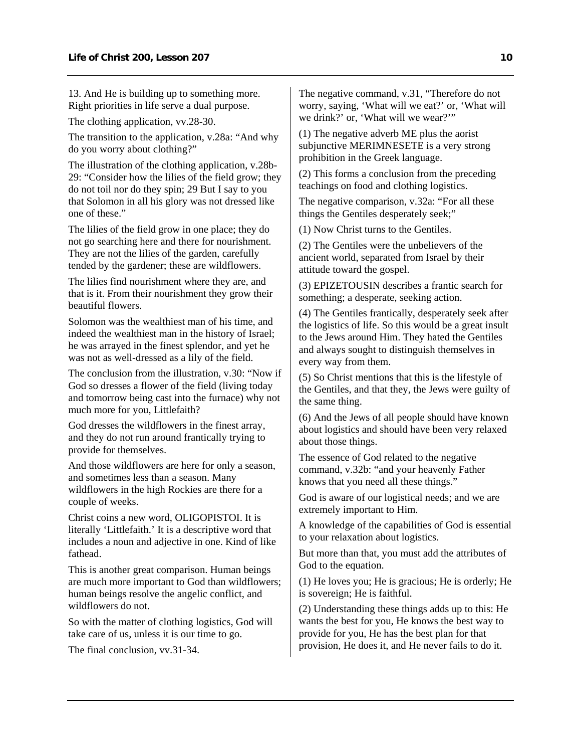13. And He is building up to something more. Right priorities in life serve a dual purpose.

The clothing application, vv.28-30.

The transition to the application, v.28a: "And why do you worry about clothing?"

The illustration of the clothing application, v.28b-29: "Consider how the lilies of the field grow; they do not toil nor do they spin; 29 But I say to you that Solomon in all his glory was not dressed like one of these."

The lilies of the field grow in one place; they do not go searching here and there for nourishment. They are not the lilies of the garden, carefully tended by the gardener; these are wildflowers.

The lilies find nourishment where they are, and that is it. From their nourishment they grow their beautiful flowers.

Solomon was the wealthiest man of his time, and indeed the wealthiest man in the history of Israel; he was arrayed in the finest splendor, and yet he was not as well-dressed as a lily of the field.

The conclusion from the illustration, v.30: "Now if God so dresses a flower of the field (living today and tomorrow being cast into the furnace) why not much more for you, Littlefaith?

God dresses the wildflowers in the finest array, and they do not run around frantically trying to provide for themselves.

And those wildflowers are here for only a season, and sometimes less than a season. Many wildflowers in the high Rockies are there for a couple of weeks.

Christ coins a new word, OLIGOPISTOI. It is literally 'Littlefaith.' It is a descriptive word that includes a noun and adjective in one. Kind of like fathead.

This is another great comparison. Human beings are much more important to God than wildflowers; human beings resolve the angelic conflict, and wildflowers do not.

So with the matter of clothing logistics, God will take care of us, unless it is our time to go.

The final conclusion, vv.31-34.

The negative command, v.31, "Therefore do not worry, saying, 'What will we eat?' or, 'What will we drink?' or, 'What will we wear?'"

(1) The negative adverb ME plus the aorist subjunctive MERIMNESETE is a very strong prohibition in the Greek language.

(2) This forms a conclusion from the preceding teachings on food and clothing logistics.

The negative comparison, v.32a: "For all these things the Gentiles desperately seek;"

(1) Now Christ turns to the Gentiles.

(2) The Gentiles were the unbelievers of the ancient world, separated from Israel by their attitude toward the gospel.

(3) EPIZETOUSIN describes a frantic search for something; a desperate, seeking action.

(4) The Gentiles frantically, desperately seek after the logistics of life. So this would be a great insult to the Jews around Him. They hated the Gentiles and always sought to distinguish themselves in every way from them.

(5) So Christ mentions that this is the lifestyle of the Gentiles, and that they, the Jews were guilty of the same thing.

(6) And the Jews of all people should have known about logistics and should have been very relaxed about those things.

The essence of God related to the negative command, v.32b: "and your heavenly Father knows that you need all these things."

God is aware of our logistical needs; and we are extremely important to Him.

A knowledge of the capabilities of God is essential to your relaxation about logistics.

But more than that, you must add the attributes of God to the equation.

(1) He loves you; He is gracious; He is orderly; He is sovereign; He is faithful.

(2) Understanding these things adds up to this: He wants the best for you, He knows the best way to provide for you, He has the best plan for that provision, He does it, and He never fails to do it.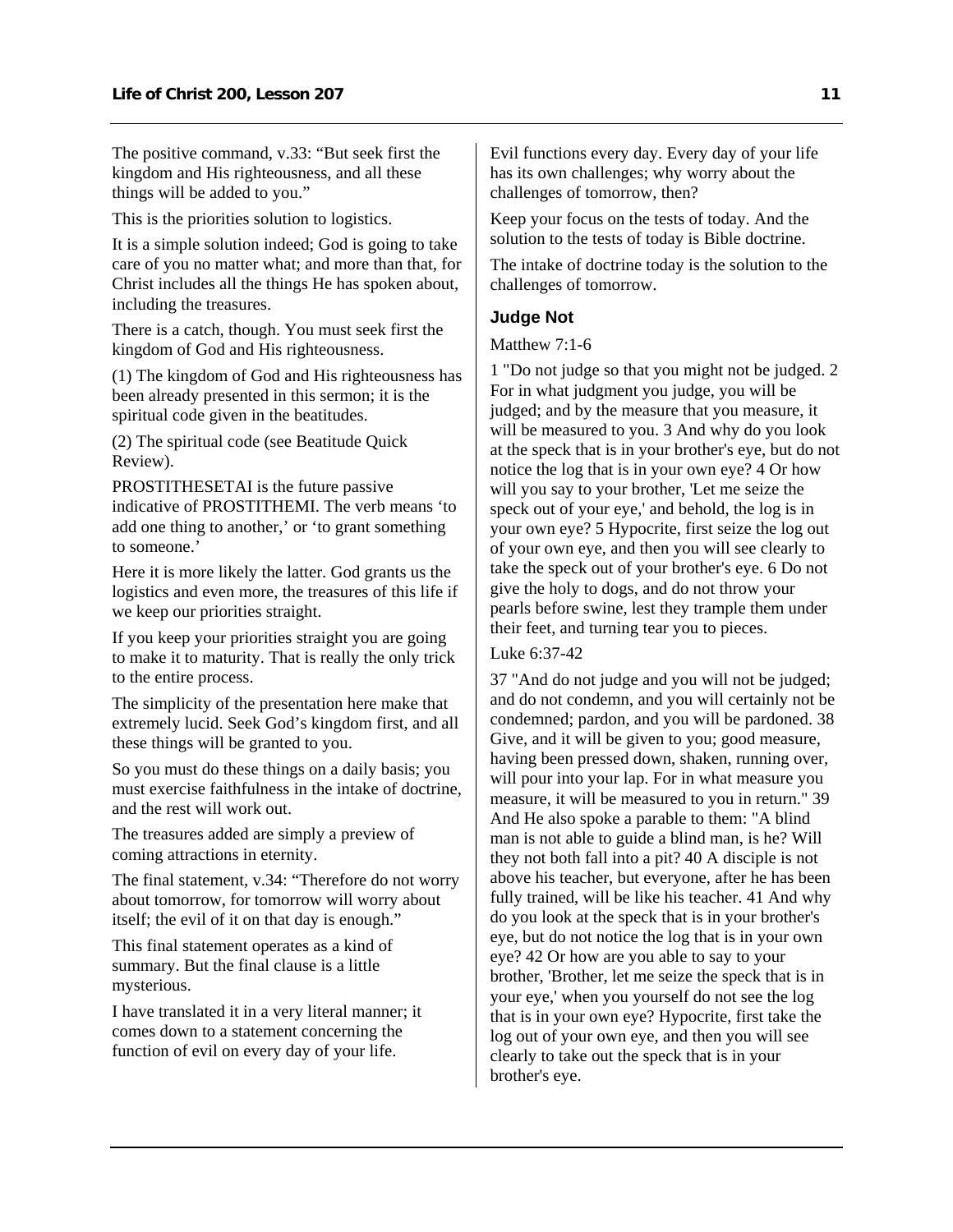The positive command, v.33: "But seek first the kingdom and His righteousness, and all these things will be added to you."

This is the priorities solution to logistics.

It is a simple solution indeed; God is going to take care of you no matter what; and more than that, for Christ includes all the things He has spoken about, including the treasures.

There is a catch, though. You must seek first the kingdom of God and His righteousness.

(1) The kingdom of God and His righteousness has been already presented in this sermon; it is the spiritual code given in the beatitudes.

(2) The spiritual code (see Beatitude Quick Review).

PROSTITHESETAI is the future passive indicative of PROSTITHEMI. The verb means 'to add one thing to another,' or 'to grant something to someone.'

Here it is more likely the latter. God grants us the logistics and even more, the treasures of this life if we keep our priorities straight.

If you keep your priorities straight you are going to make it to maturity. That is really the only trick to the entire process.

The simplicity of the presentation here make that extremely lucid. Seek God's kingdom first, and all these things will be granted to you.

So you must do these things on a daily basis; you must exercise faithfulness in the intake of doctrine, and the rest will work out.

The treasures added are simply a preview of coming attractions in eternity.

The final statement, v.34: "Therefore do not worry about tomorrow, for tomorrow will worry about itself; the evil of it on that day is enough."

This final statement operates as a kind of summary. But the final clause is a little mysterious.

I have translated it in a very literal manner; it comes down to a statement concerning the function of evil on every day of your life.

Evil functions every day. Every day of your life has its own challenges; why worry about the challenges of tomorrow, then?

Keep your focus on the tests of today. And the solution to the tests of today is Bible doctrine.

The intake of doctrine today is the solution to the challenges of tomorrow.

### Judge Not

Matthew 7:1-6

1 "Do not judge so that you might not be judged. 2 For in what judgment you judge, you will be judged; and by the measure that you measure, it will be measured to you. 3 And why do you look at the speck that is in your brother's eye, but do not notice the log that is in your own eye? 4 Or how will you say to your brother, 'Let me seize the speck out of your eye,' and behold, the log is in your own eye? 5 Hypocrite, first seize the log out of your own eye, and then you will see clearly to take the speck out of your brother's eye. 6 Do not give the holy to dogs, and do not throw your pearls before swine, lest they trample them under their feet, and turning tear you to pieces.

Luke 6:37-42

37 "And do not judge and you will not be judged; and do not condemn, and you will certainly not be condemned; pardon, and you will be pardoned. 38 Give, and it will be given to you; good measure, having been pressed down, shaken, running over, will pour into your lap. For in what measure you measure, it will be measured to you in return." 39 And He also spoke a parable to them: "A blind man is not able to guide a blind man, is he? Will they not both fall into a pit? 40 A disciple is not above his teacher, but everyone, after he has been fully trained, will be like his teacher. 41 And why do you look at the speck that is in your brother's eye, but do not notice the log that is in your own eye? 42 Or how are you able to say to your brother, 'Brother, let me seize the speck that is in your eye,' when you yourself do not see the log that is in your own eye? Hypocrite, first take the log out of your own eye, and then you will see clearly to take out the speck that is in your brother's eye.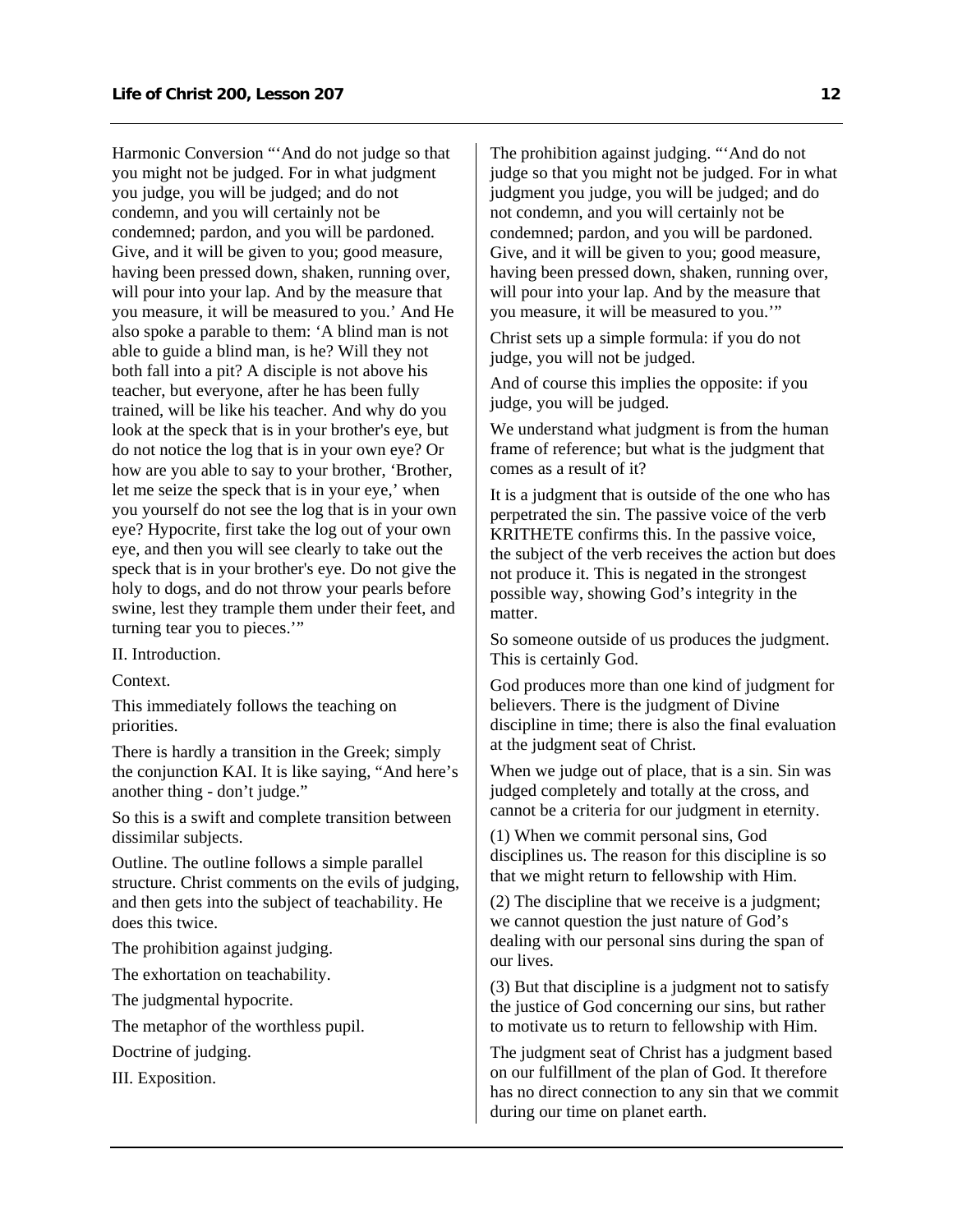Harmonic Conversion "'And do not judge so that you might not be judged. For in what judgment you judge, you will be judged; and do not condemn, and you will certainly not be condemned; pardon, and you will be pardoned. Give, and it will be given to you; good measure, having been pressed down, shaken, running over, will pour into your lap. And by the measure that you measure, it will be measured to you.' And He also spoke a parable to them: 'A blind man is not able to guide a blind man, is he? Will they not both fall into a pit? A disciple is not above his teacher, but everyone, after he has been fully trained, will be like his teacher. And why do you look at the speck that is in your brother's eye, but do not notice the log that is in your own eye? Or how are you able to say to your brother, 'Brother, let me seize the speck that is in your eye,' when you yourself do not see the log that is in your own eye? Hypocrite, first take the log out of your own eye, and then you will see clearly to take out the speck that is in your brother's eye. Do not give the holy to dogs, and do not throw your pearls before swine, lest they trample them under their feet, and turning tear you to pieces.'"

II. Introduction.

Context.

This immediately follows the teaching on priorities.

There is hardly a transition in the Greek; simply the conjunction KAI. It is like saying, "And here's another thing - don't judge."

So this is a swift and complete transition between dissimilar subjects.

Outline. The outline follows a simple parallel structure. Christ comments on the evils of judging, and then gets into the subject of teachability. He does this twice.

The prohibition against judging.

The exhortation on teachability.

The judgmental hypocrite.

The metaphor of the worthless pupil.

Doctrine of judging.

III. Exposition.

The prohibition against judging. "'And do not judge so that you might not be judged. For in what judgment you judge, you will be judged; and do not condemn, and you will certainly not be condemned; pardon, and you will be pardoned. Give, and it will be given to you; good measure, having been pressed down, shaken, running over, will pour into your lap. And by the measure that you measure, it will be measured to you.'"

Christ sets up a simple formula: if you do not judge, you will not be judged.

And of course this implies the opposite: if you judge, you will be judged.

We understand what judgment is from the human frame of reference; but what is the judgment that comes as a result of it?

It is a judgment that is outside of the one who has perpetrated the sin. The passive voice of the verb KRITHETE confirms this. In the passive voice, the subject of the verb receives the action but does not produce it. This is negated in the strongest possible way, showing God's integrity in the matter.

So someone outside of us produces the judgment. This is certainly God.

God produces more than one kind of judgment for believers. There is the judgment of Divine discipline in time; there is also the final evaluation at the judgment seat of Christ.

When we judge out of place, that is a sin. Sin was judged completely and totally at the cross, and cannot be a criteria for our judgment in eternity.

(1) When we commit personal sins, God disciplines us. The reason for this discipline is so that we might return to fellowship with Him.

(2) The discipline that we receive is a judgment; we cannot question the just nature of God's dealing with our personal sins during the span of our lives.

(3) But that discipline is a judgment not to satisfy the justice of God concerning our sins, but rather to motivate us to return to fellowship with Him.

The judgment seat of Christ has a judgment based on our fulfillment of the plan of God. It therefore has no direct connection to any sin that we commit during our time on planet earth.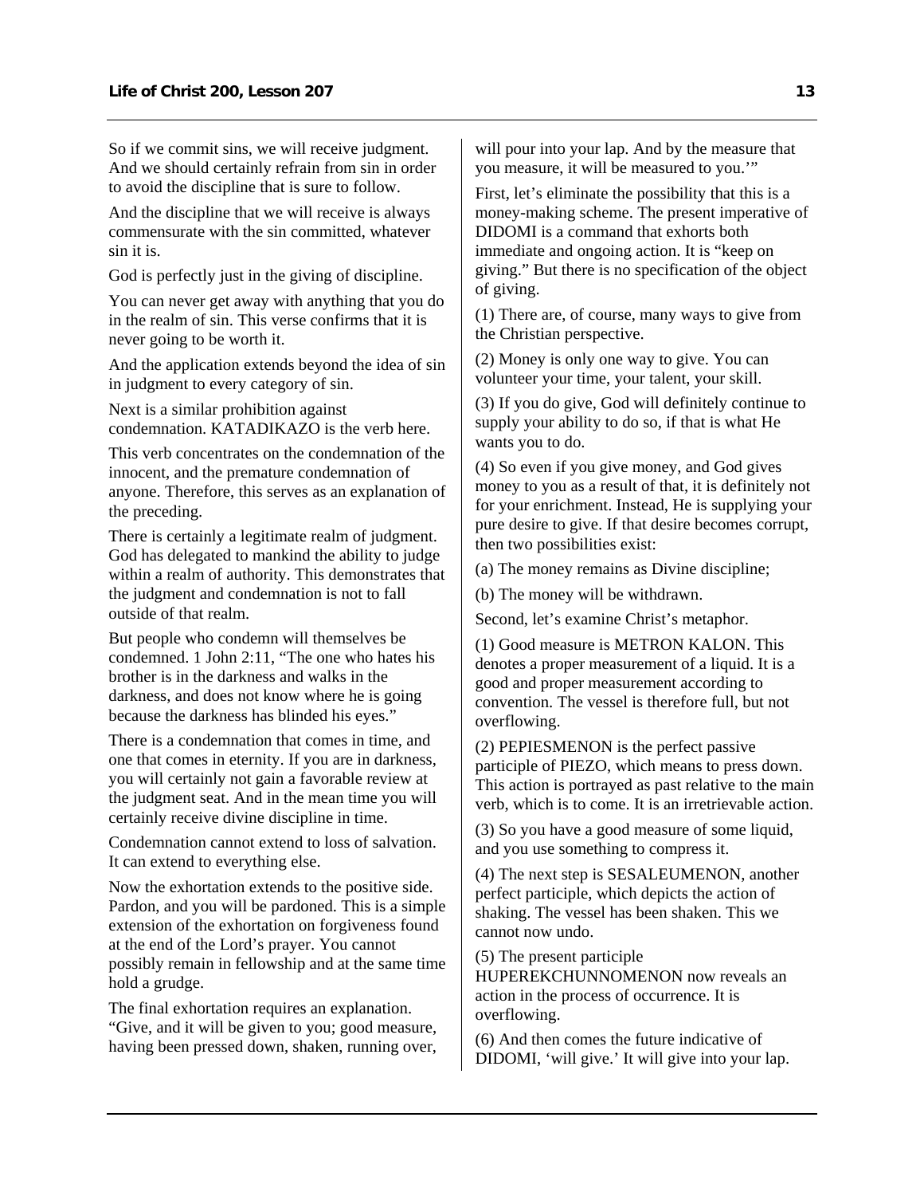So if we commit sins, we will receive judgment. And we should certainly refrain from sin in order to avoid the discipline that is sure to follow.

And the discipline that we will receive is always commensurate with the sin committed, whatever sin it is.

God is perfectly just in the giving of discipline.

You can never get away with anything that you do in the realm of sin. This verse confirms that it is never going to be worth it.

And the application extends beyond the idea of sin in judgment to every category of sin.

Next is a similar prohibition against condemnation. KATADIKAZO is the verb here.

This verb concentrates on the condemnation of the innocent, and the premature condemnation of anyone. Therefore, this serves as an explanation of the preceding.

There is certainly a legitimate realm of judgment. God has delegated to mankind the ability to judge within a realm of authority. This demonstrates that the judgment and condemnation is not to fall outside of that realm.

But people who condemn will themselves be condemned. 1 John 2:11, "The one who hates his brother is in the darkness and walks in the darkness, and does not know where he is going because the darkness has blinded his eyes."

There is a condemnation that comes in time, and one that comes in eternity. If you are in darkness, you will certainly not gain a favorable review at the judgment seat. And in the mean time you will certainly receive divine discipline in time.

Condemnation cannot extend to loss of salvation. It can extend to everything else.

Now the exhortation extends to the positive side. Pardon, and you will be pardoned. This is a simple extension of the exhortation on forgiveness found at the end of the Lord's prayer. You cannot possibly remain in fellowship and at the same time hold a grudge.

The final exhortation requires an explanation. "Give, and it will be given to you; good measure, having been pressed down, shaken, running over, will pour into your lap. And by the measure that you measure, it will be measured to you.'"

First, let's eliminate the possibility that this is a money-making scheme. The present imperative of DIDOMI is a command that exhorts both immediate and ongoing action. It is "keep on giving." But there is no specification of the object of giving.

(1) There are, of course, many ways to give from the Christian perspective.

(2) Money is only one way to give. You can volunteer your time, your talent, your skill.

(3) If you do give, God will definitely continue to supply your ability to do so, if that is what He wants you to do.

(4) So even if you give money, and God gives money to you as a result of that, it is definitely not for your enrichment. Instead, He is supplying your pure desire to give. If that desire becomes corrupt, then two possibilities exist:

(a) The money remains as Divine discipline;

(b) The money will be withdrawn.

Second, let's examine Christ's metaphor.

(1) Good measure is METRON KALON. This denotes a proper measurement of a liquid. It is a good and proper measurement according to convention. The vessel is therefore full, but not overflowing.

(2) PEPIESMENON is the perfect passive participle of PIEZO, which means to press down. This action is portrayed as past relative to the main verb, which is to come. It is an irretrievable action.

(3) So you have a good measure of some liquid, and you use something to compress it.

(4) The next step is SESALEUMENON, another perfect participle, which depicts the action of shaking. The vessel has been shaken. This we cannot now undo.

(5) The present participle HUPEREKCHUNNOMENON now reveals an action in the process of occurrence. It is overflowing.

(6) And then comes the future indicative of DIDOMI, 'will give.' It will give into your lap.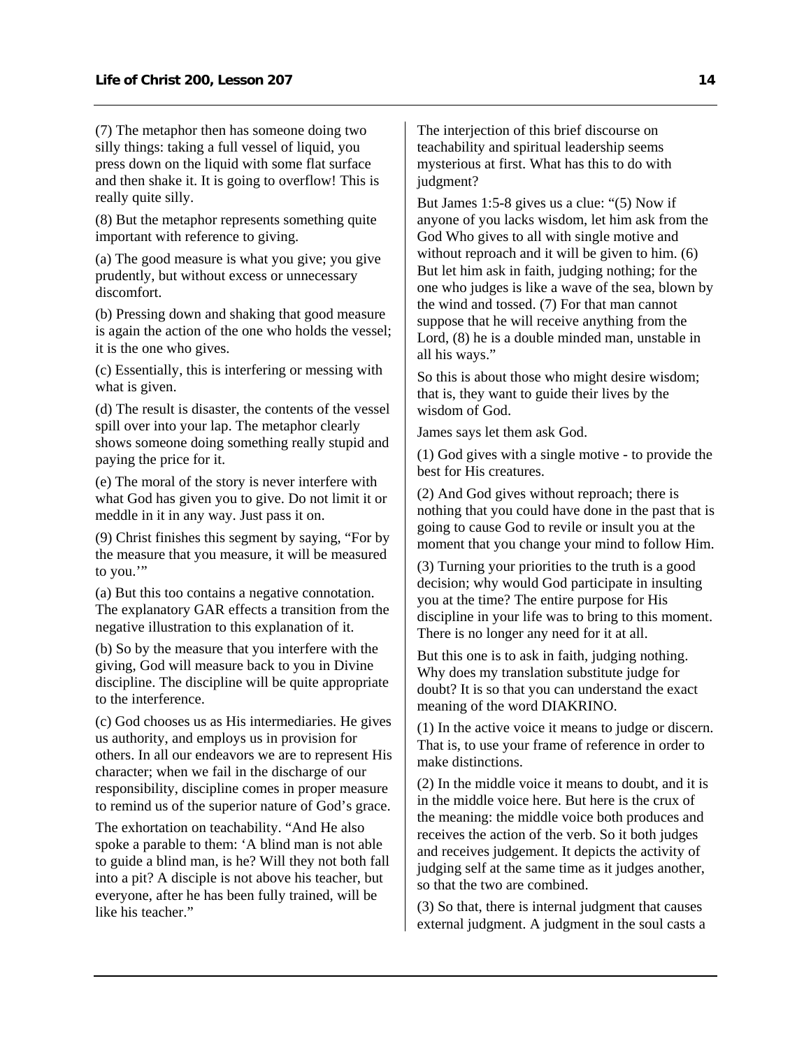(7) The metaphor then has someone doing two silly things: taking a full vessel of liquid, you press down on the liquid with some flat surface and then shake it. It is going to overflow! This is really quite silly.

(8) But the metaphor represents something quite important with reference to giving.

(a) The good measure is what you give; you give prudently, but without excess or unnecessary discomfort.

(b) Pressing down and shaking that good measure is again the action of the one who holds the vessel; it is the one who gives.

(c) Essentially, this is interfering or messing with what is given.

(d) The result is disaster, the contents of the vessel spill over into your lap. The metaphor clearly shows someone doing something really stupid and paying the price for it.

(e) The moral of the story is never interfere with what God has given you to give. Do not limit it or meddle in it in any way. Just pass it on.

(9) Christ finishes this segment by saying, "For by the measure that you measure, it will be measured to you.'"

(a) But this too contains a negative connotation. The explanatory GAR effects a transition from the negative illustration to this explanation of it.

(b) So by the measure that you interfere with the giving, God will measure back to you in Divine discipline. The discipline will be quite appropriate to the interference.

(c) God chooses us as His intermediaries. He gives us authority, and employs us in provision for others. In all our endeavors we are to represent His character; when we fail in the discharge of our responsibility, discipline comes in proper measure to remind us of the superior nature of God's grace.

The exhortation on teachability. "And He also spoke a parable to them: 'A blind man is not able to guide a blind man, is he? Will they not both fall into a pit? A disciple is not above his teacher, but everyone, after he has been fully trained, will be like his teacher."

The interjection of this brief discourse on teachability and spiritual leadership seems mysterious at first. What has this to do with judgment?

But James 1:5-8 gives us a clue: "(5) Now if anyone of you lacks wisdom, let him ask from the God Who gives to all with single motive and without reproach and it will be given to him. (6) But let him ask in faith, judging nothing; for the one who judges is like a wave of the sea, blown by the wind and tossed. (7) For that man cannot suppose that he will receive anything from the Lord, (8) he is a double minded man, unstable in all his ways."

So this is about those who might desire wisdom; that is, they want to guide their lives by the wisdom of God.

James says let them ask God.

(1) God gives with a single motive - to provide the best for His creatures.

(2) And God gives without reproach; there is nothing that you could have done in the past that is going to cause God to revile or insult you at the moment that you change your mind to follow Him.

(3) Turning your priorities to the truth is a good decision; why would God participate in insulting you at the time? The entire purpose for His discipline in your life was to bring to this moment. There is no longer any need for it at all.

But this one is to ask in faith, judging nothing. Why does my translation substitute judge for doubt? It is so that you can understand the exact meaning of the word DIAKRINO.

(1) In the active voice it means to judge or discern. That is, to use your frame of reference in order to make distinctions.

(2) In the middle voice it means to doubt, and it is in the middle voice here. But here is the crux of the meaning: the middle voice both produces and receives the action of the verb. So it both judges and receives judgement. It depicts the activity of judging self at the same time as it judges another, so that the two are combined.

(3) So that, there is internal judgment that causes external judgment. A judgment in the soul casts a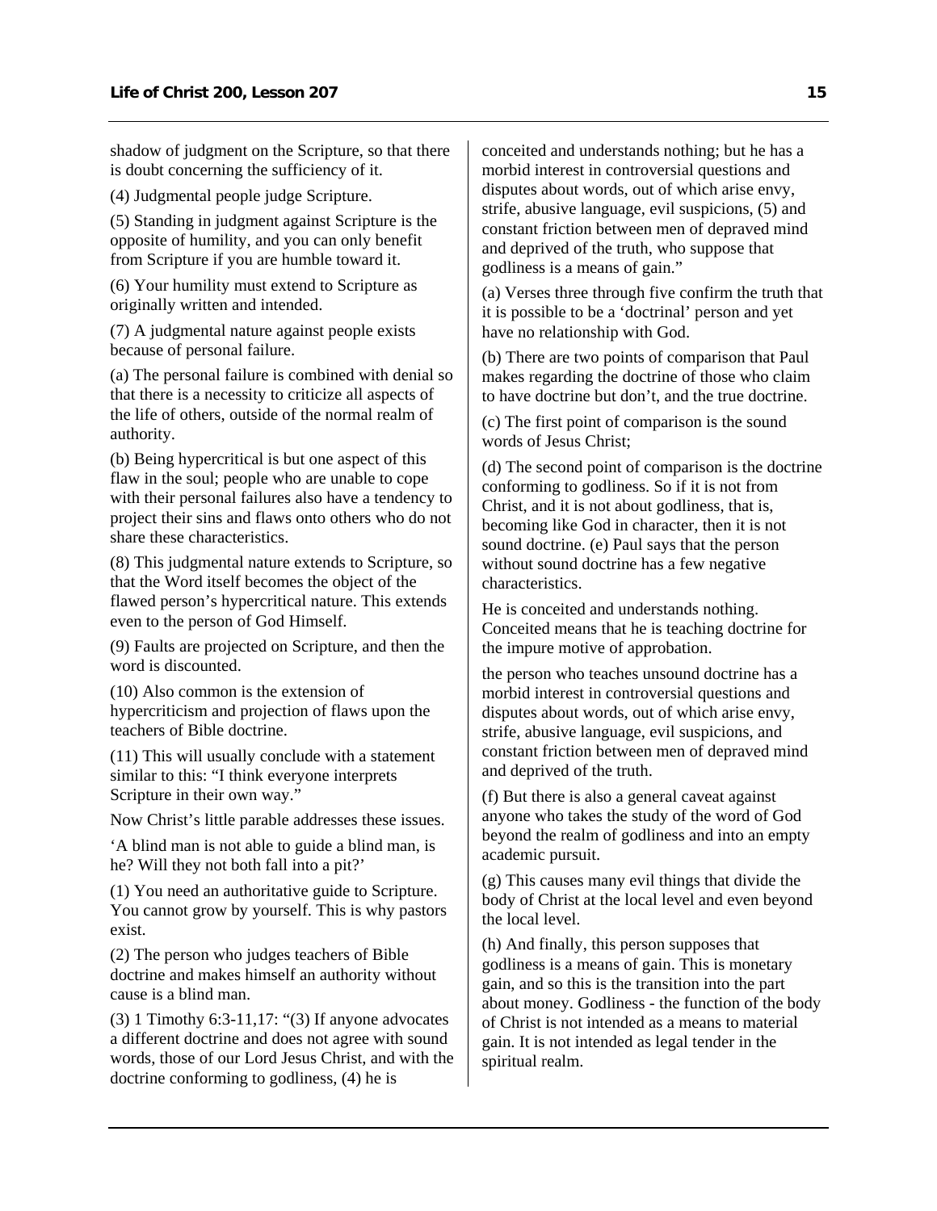shadow of judgment on the Scripture, so that there is doubt concerning the sufficiency of it.

(4) Judgmental people judge Scripture.

(5) Standing in judgment against Scripture is the opposite of humility, and you can only benefit from Scripture if you are humble toward it.

(6) Your humility must extend to Scripture as originally written and intended.

(7) A judgmental nature against people exists because of personal failure.

(a) The personal failure is combined with denial so that there is a necessity to criticize all aspects of the life of others, outside of the normal realm of authority.

(b) Being hypercritical is but one aspect of this flaw in the soul; people who are unable to cope with their personal failures also have a tendency to project their sins and flaws onto others who do not share these characteristics.

(8) This judgmental nature extends to Scripture, so that the Word itself becomes the object of the flawed person's hypercritical nature. This extends even to the person of God Himself.

(9) Faults are projected on Scripture, and then the word is discounted.

(10) Also common is the extension of hypercriticism and projection of flaws upon the teachers of Bible doctrine.

(11) This will usually conclude with a statement similar to this: "I think everyone interprets Scripture in their own way."

Now Christ's little parable addresses these issues.

'A blind man is not able to guide a blind man, is he? Will they not both fall into a pit?'

(1) You need an authoritative guide to Scripture. You cannot grow by yourself. This is why pastors exist.

(2) The person who judges teachers of Bible doctrine and makes himself an authority without cause is a blind man.

(3) 1 Timothy 6:3-11,17: "(3) If anyone advocates a different doctrine and does not agree with sound words, those of our Lord Jesus Christ, and with the doctrine conforming to godliness, (4) he is conceited and understands nothing; but he has a morbid interest in controversial questions and disputes about words, out of which arise envy, strife, abusive language, evil suspicions, (5) and constant friction between men of depraved mind and deprived of the truth, who suppose that godliness is a means of gain."

(a) Verses three through five confirm the truth that it is possible to be a 'doctrinal' person and yet have no relationship with God.

(b) There are two points of comparison that Paul makes regarding the doctrine of those who claim to have doctrine but don't, and the true doctrine.

(c) The first point of comparison is the sound words of Jesus Christ;

(d) The second point of comparison is the doctrine conforming to godliness. So if it is not from Christ, and it is not about godliness, that is, becoming like God in character, then it is not sound doctrine. (e) Paul says that the person without sound doctrine has a few negative characteristics.

He is conceited and understands nothing. Conceited means that he is teaching doctrine for the impure motive of approbation.

the person who teaches unsound doctrine has a morbid interest in controversial questions and disputes about words, out of which arise envy, strife, abusive language, evil suspicions, and constant friction between men of depraved mind and deprived of the truth.

(f) But there is also a general caveat against anyone who takes the study of the word of God beyond the realm of godliness and into an empty academic pursuit.

(g) This causes many evil things that divide the body of Christ at the local level and even beyond the local level.

(h) And finally, this person supposes that godliness is a means of gain. This is monetary gain, and so this is the transition into the part about money. Godliness - the function of the body of Christ is not intended as a means to material gain. It is not intended as legal tender in the spiritual realm.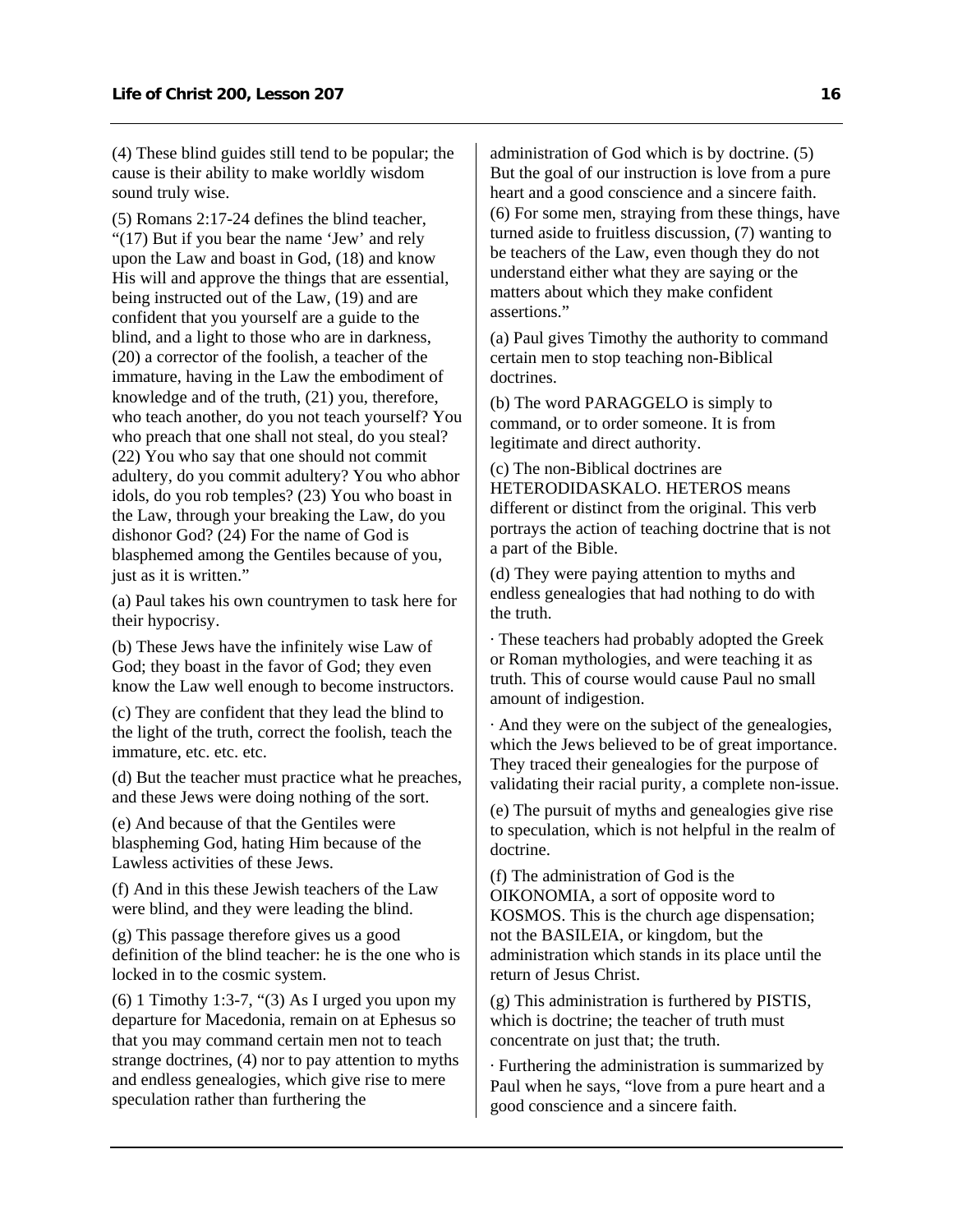(4) These blind guides still tend to be popular; the cause is their ability to make worldly wisdom sound truly wise.

(5) Romans 2:17-24 defines the blind teacher, "(17) But if you bear the name 'Jew' and rely upon the Law and boast in God, (18) and know His will and approve the things that are essential, being instructed out of the Law, (19) and are confident that you yourself are a guide to the blind, and a light to those who are in darkness, (20) a corrector of the foolish, a teacher of the immature, having in the Law the embodiment of knowledge and of the truth, (21) you, therefore, who teach another, do you not teach yourself? You who preach that one shall not steal, do you steal? (22) You who say that one should not commit adultery, do you commit adultery? You who abhor idols, do you rob temples? (23) You who boast in the Law, through your breaking the Law, do you dishonor God? (24) For the name of God is blasphemed among the Gentiles because of you, just as it is written."

(a) Paul takes his own countrymen to task here for their hypocrisy.

(b) These Jews have the infinitely wise Law of God; they boast in the favor of God; they even know the Law well enough to become instructors.

(c) They are confident that they lead the blind to the light of the truth, correct the foolish, teach the immature, etc. etc. etc.

(d) But the teacher must practice what he preaches, and these Jews were doing nothing of the sort.

(e) And because of that the Gentiles were blaspheming God, hating Him because of the Lawless activities of these Jews.

(f) And in this these Jewish teachers of the Law were blind, and they were leading the blind.

(g) This passage therefore gives us a good definition of the blind teacher: he is the one who is locked in to the cosmic system.

(6) 1 Timothy 1:3-7, "(3) As I urged you upon my departure for Macedonia, remain on at Ephesus so that you may command certain men not to teach strange doctrines, (4) nor to pay attention to myths and endless genealogies, which give rise to mere speculation rather than furthering the administration of God which is by doctrine. (5) But the goal of our instruction is love from a pure heart and a good conscience and a sincere faith. (6) For some men, straying from these things, have turned aside to fruitless discussion, (7) wanting to be teachers of the Law, even though they do not understand either what they are saying or the matters about which they make confident assertions."

(a) Paul gives Timothy the authority to command certain men to stop teaching non-Biblical doctrines.

(b) The word PARAGGELO is simply to command, or to order someone. It is from legitimate and direct authority.

(c) The non-Biblical doctrines are HETERODIDASKALO. HETEROS means different or distinct from the original. This verb portrays the action of teaching doctrine that is not a part of the Bible.

(d) They were paying attention to myths and endless genealogies that had nothing to do with the truth.

- These teachers had probably adopted the Greek or Roman mythologies, and were teaching it as truth. This of course would cause Paul no small amount of indigestion.
- And they were on the subject of the genealogies, which the Jews believed to be of great importance. They traced their genealogies for the purpose of validating their racial purity, a complete non-issue.

(e) The pursuit of myths and genealogies give rise to speculation, which is not helpful in the realm of doctrine.

(f) The administration of God is the OIKONOMIA, a sort of opposite word to KOSMOS. This is the church age dispensation; not the BASILEIA, or kingdom, but the administration which stands in its place until the return of Jesus Christ.

(g) This administration is furthered by PISTIS, which is doctrine; the teacher of truth must concentrate on just that; the truth.

- Furthering the administration is summarized by Paul when he says, "love from a pure heart and a good conscience and a sincere faith.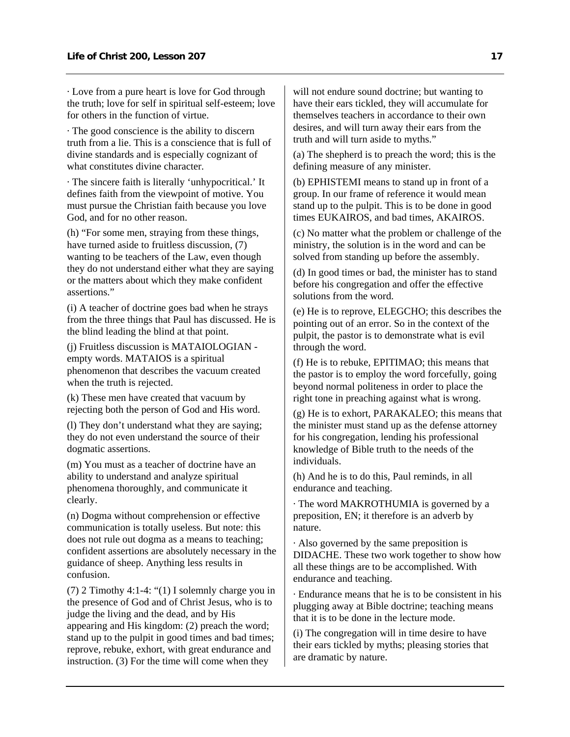· Love from a pure heart is love for God through the truth; love for self in spiritual self-esteem; love for others in the function of virtue.

· The good conscience is the ability to discern truth from a lie. This is a conscience that is full of divine standards and is especially cognizant of what constitutes divine character.

· The sincere faith is literally 'unhypocritical.' It defines faith from the viewpoint of motive. You must pursue the Christian faith because you love God, and for no other reason.

(h) "For some men, straying from these things, have turned aside to fruitless discussion, (7) wanting to be teachers of the Law, even though they do not understand either what they are saying or the matters about which they make confident assertions."

(i) A teacher of doctrine goes bad when he strays from the three things that Paul has discussed. He is the blind leading the blind at that point.

(j) Fruitless discussion is MATAIOLOGIAN - empty words. MATAIOS is a spiritual phenomenon that describes the vacuum created when the truth is rejected.

(k) These men have created that vacuum by rejecting both the person of God and His word.

(l) They don't understand what they are saying; they do not even understand the source of their dogmatic assertions.

(m) You must as a teacher of doctrine have an ability to understand and analyze spiritual phenomena thoroughly, and communicate it clearly.

(n) Dogma without comprehension or effective communication is totally useless. But note: this does not rule out dogma as a means to teaching; confident assertions are absolutely necessary in the guidance of sheep. Anything less results in confusion.

(7) 2 Timothy 4:1-4: "(1) I solemnly charge you in the presence of God and of Christ Jesus, who is to judge the living and the dead, and by His appearing and His kingdom: (2) preach the word; stand up to the pulpit in good times and bad times; reprove, rebuke, exhort, with great endurance and instruction. (3) For the time will come when they will not endure sound doctrine; but wanting to have their ears tickled, they will accumulate for themselves teachers in accordance to their own desires, and will turn away their ears from the truth and will turn aside to myths."

(a) The shepherd is to preach the word; this is the defining measure of any minister.

(b) EPHISTEMI means to stand up in front of a group. In our frame of reference it would mean stand up to the pulpit. This is to be done in good times EUKAIROS, and bad times, AKAIROS.

(c) No matter what the problem or challenge of the ministry, the solution is in the word and can be solved from standing up before the assembly.

(d) In good times or bad, the minister has to stand before his congregation and offer the effective solutions from the word.

(e) He is to reprove, ELEGCHO; this describes the pointing out of an error. So in the context of the pulpit, the pastor is to demonstrate what is evil through the word.

(f) He is to rebuke, EPITIMAO; this means that the pastor is to employ the word forcefully, going beyond normal politeness in order to place the right tone in preaching against what is wrong.

(g) He is to exhort, PARAKALEO; this means that the minister must stand up as the defense attorney for his congregation, lending his professional knowledge of Bible truth to the needs of the individuals.

(h) And he is to do this, Paul reminds, in all endurance and teaching.

· The word MAKROTHUMIA is governed by a preposition, EN; it therefore is an adverb by nature.

· Also governed by the same preposition is DIDACHE. These two work together to show how all these things are to be accomplished. With endurance and teaching.

· Endurance means that he is to be consistent in his plugging away at Bible doctrine; teaching means that it is to be done in the lecture mode.

(i) The congregation will in time desire to have their ears tickled by myths; pleasing stories that are dramatic by nature.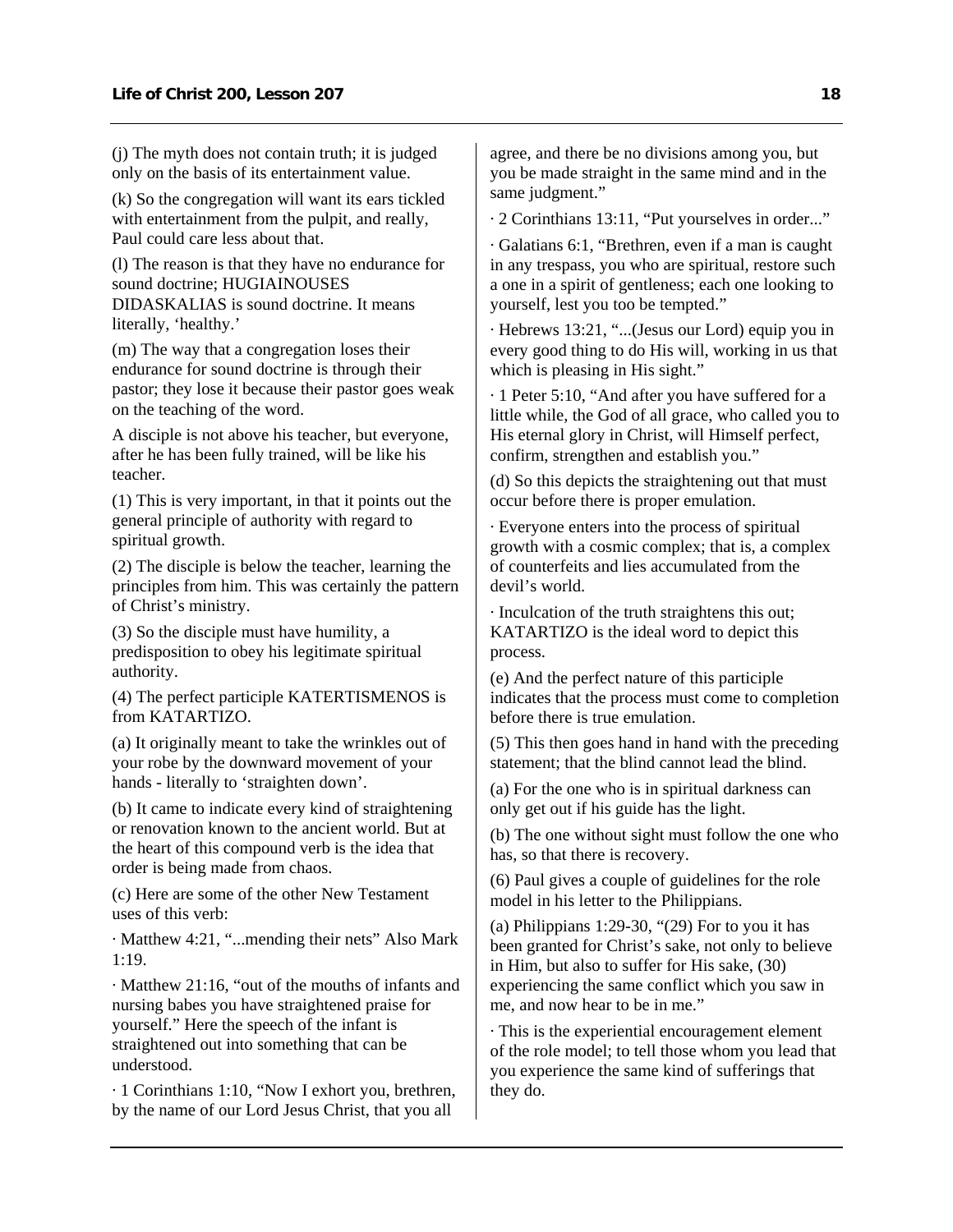(j) The myth does not contain truth; it is judged only on the basis of its entertainment value.

(k) So the congregation will want its ears tickled with entertainment from the pulpit, and really, Paul could care less about that.

(l) The reason is that they have no endurance for sound doctrine; HUGIAINOUSES DIDASKALIAS is sound doctrine. It means literally, 'healthy.'

(m) The way that a congregation loses their endurance for sound doctrine is through their pastor; they lose it because their pastor goes weak on the teaching of the word.

A disciple is not above his teacher, but everyone, after he has been fully trained, will be like his teacher.

(1) This is very important, in that it points out the general principle of authority with regard to spiritual growth.

(2) The disciple is below the teacher, learning the principles from him. This was certainly the pattern of Christ's ministry.

(3) So the disciple must have humility, a predisposition to obey his legitimate spiritual authority.

(4) The perfect participle KATERTISMENOS is from KATARTIZO.

(a) It originally meant to take the wrinkles out of your robe by the downward movement of your hands - literally to 'straighten down'.

(b) It came to indicate every kind of straightening or renovation known to the ancient world. But at the heart of this compound verb is the idea that order is being made from chaos.

(c) Here are some of the other New Testament uses of this verb:

· Matthew 4:21, "...mending their nets" Also Mark 1:19.

· Matthew 21:16, "out of the mouths of infants and nursing babes you have straightened praise for yourself." Here the speech of the infant is straightened out into something that can be understood.

· 1 Corinthians 1:10, "Now I exhort you, brethren, by the name of our Lord Jesus Christ, that you all agree, and there be no divisions among you, but you be made straight in the same mind and in the same judgment."

· 2 Corinthians 13:11, "Put yourselves in order..."

· Galatians 6:1, "Brethren, even if a man is caught in any trespass, you who are spiritual, restore such a one in a spirit of gentleness; each one looking to yourself, lest you too be tempted."

· Hebrews 13:21, "...(Jesus our Lord) equip you in every good thing to do His will, working in us that which is pleasing in His sight."

· 1 Peter 5:10, "And after you have suffered for a little while, the God of all grace, who called you to His eternal glory in Christ, will Himself perfect, confirm, strengthen and establish you."

(d) So this depicts the straightening out that must occur before there is proper emulation.

· Everyone enters into the process of spiritual growth with a cosmic complex; that is, a complex of counterfeits and lies accumulated from the devil's world.

· Inculcation of the truth straightens this out; KATARTIZO is the ideal word to depict this process.

(e) And the perfect nature of this participle indicates that the process must come to completion before there is true emulation.

(5) This then goes hand in hand with the preceding statement; that the blind cannot lead the blind.

(a) For the one who is in spiritual darkness can only get out if his guide has the light.

(b) The one without sight must follow the one who has, so that there is recovery.

(6) Paul gives a couple of guidelines for the role model in his letter to the Philippians.

(a) Philippians 1:29-30, "(29) For to you it has been granted for Christ's sake, not only to believe in Him, but also to suffer for His sake, (30) experiencing the same conflict which you saw in me, and now hear to be in me."

· This is the experiential encouragement element of the role model; to tell those whom you lead that you experience the same kind of sufferings that they do.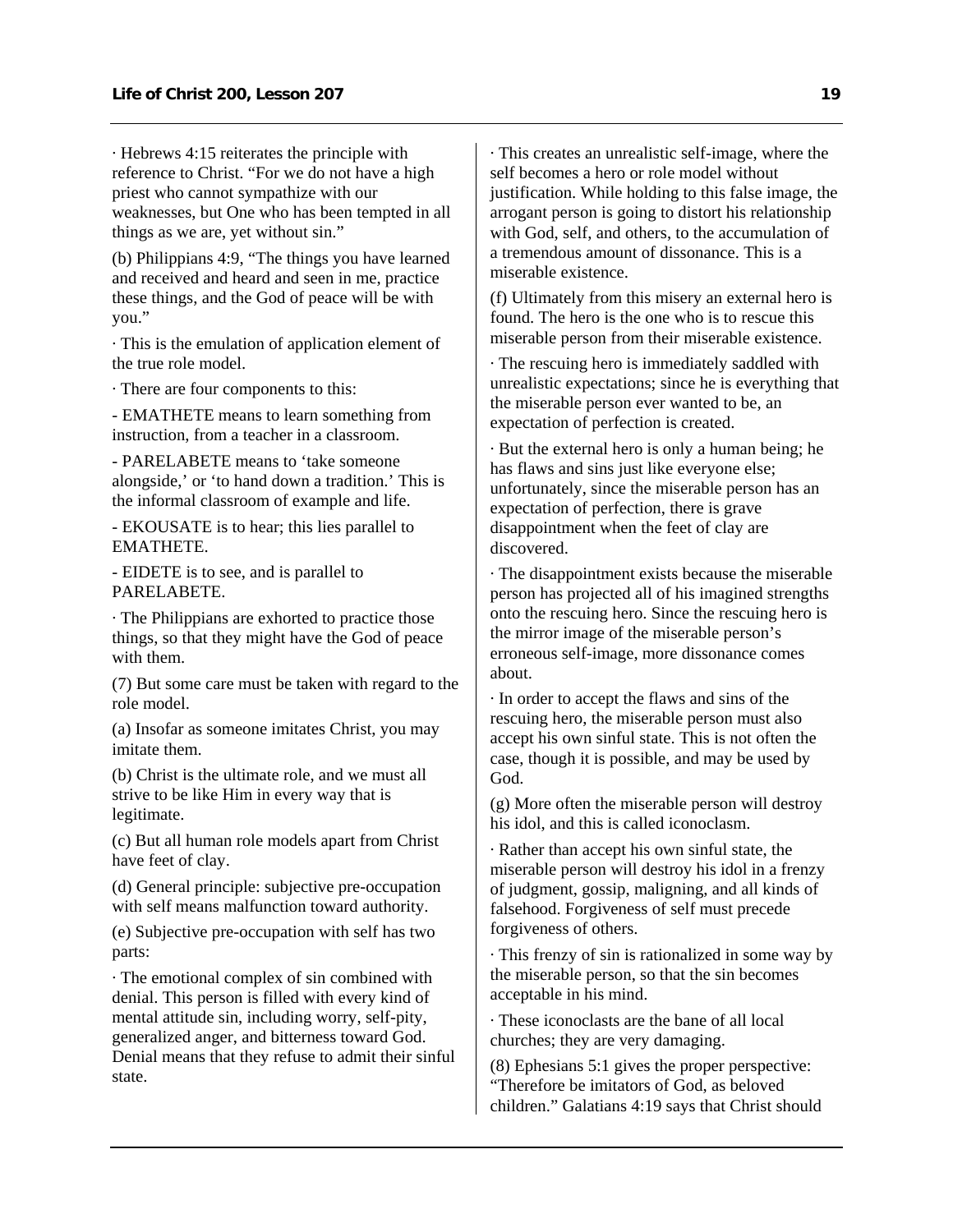· Hebrews 4:15 reiterates the principle with reference to Christ. "For we do not have a high priest who cannot sympathize with our weaknesses, but One who has been tempted in all things as we are, yet without sin."

(b) Philippians 4:9, "The things you have learned and received and heard and seen in me, practice these things, and the God of peace will be with you."

· This is the emulation of application element of the true role model.

· There are four components to this:

- EMATHETE means to learn something from instruction, from a teacher in a classroom.

- PARELABETE means to 'take someone alongside,' or 'to hand down a tradition.' This is the informal classroom of example and life.

- EKOUSATE is to hear; this lies parallel to EMATHETE.

- EIDETE is to see, and is parallel to PARELABETE.

· The Philippians are exhorted to practice those things, so that they might have the God of peace with them.

(7) But some care must be taken with regard to the role model.

(a) Insofar as someone imitates Christ, you may imitate them.

(b) Christ is the ultimate role, and we must all strive to be like Him in every way that is legitimate.

(c) But all human role models apart from Christ have feet of clay.

(d) General principle: subjective pre-occupation with self means malfunction toward authority.

(e) Subjective pre-occupation with self has two parts:

· The emotional complex of sin combined with denial. This person is filled with every kind of mental attitude sin, including worry, self-pity, generalized anger, and bitterness toward God. Denial means that they refuse to admit their sinful state.

· This creates an unrealistic self-image, where the self becomes a hero or role model without justification. While holding to this false image, the arrogant person is going to distort his relationship with God, self, and others, to the accumulation of a tremendous amount of dissonance. This is a miserable existence.

(f) Ultimately from this misery an external hero is found. The hero is the one who is to rescue this miserable person from their miserable existence.

· The rescuing hero is immediately saddled with unrealistic expectations; since he is everything that the miserable person ever wanted to be, an expectation of perfection is created.

· But the external hero is only a human being; he has flaws and sins just like everyone else; unfortunately, since the miserable person has an expectation of perfection, there is grave disappointment when the feet of clay are discovered.

· The disappointment exists because the miserable person has projected all of his imagined strengths onto the rescuing hero. Since the rescuing hero is the mirror image of the miserable person's erroneous self-image, more dissonance comes about.

· In order to accept the flaws and sins of the rescuing hero, the miserable person must also accept his own sinful state. This is not often the case, though it is possible, and may be used by God.

(g) More often the miserable person will destroy his idol, and this is called iconoclasm.

· Rather than accept his own sinful state, the miserable person will destroy his idol in a frenzy of judgment, gossip, maligning, and all kinds of falsehood. Forgiveness of self must precede forgiveness of others.

· This frenzy of sin is rationalized in some way by the miserable person, so that the sin becomes acceptable in his mind.

· These iconoclasts are the bane of all local churches; they are very damaging.

(8) Ephesians 5:1 gives the proper perspective: "Therefore be imitators of God, as beloved children." Galatians 4:19 says that Christ should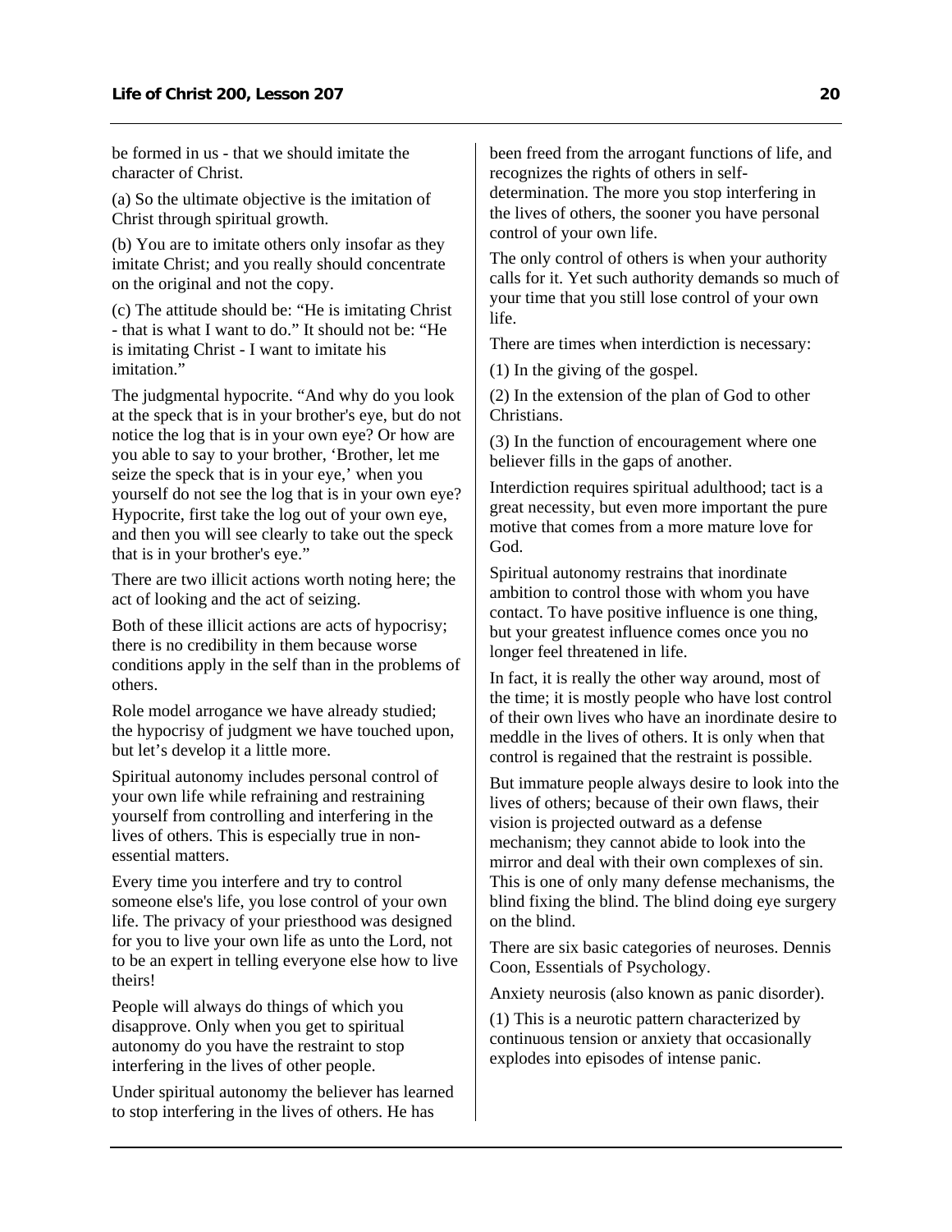be formed in us - that we should imitate the character of Christ.

(a) So the ultimate objective is the imitation of Christ through spiritual growth.

(b) You are to imitate others only insofar as they imitate Christ; and you really should concentrate on the original and not the copy.

(c) The attitude should be: "He is imitating Christ - that is what I want to do." It should not be: "He is imitating Christ - I want to imitate his imitation."

The judgmental hypocrite. "And why do you look at the speck that is in your brother's eye, but do not notice the log that is in your own eye? Or how are you able to say to your brother, 'Brother, let me seize the speck that is in your eye,' when you yourself do not see the log that is in your own eye? Hypocrite, first take the log out of your own eye, and then you will see clearly to take out the speck that is in your brother's eye."

There are two illicit actions worth noting here; the act of looking and the act of seizing.

Both of these illicit actions are acts of hypocrisy; there is no credibility in them because worse conditions apply in the self than in the problems of others.

Role model arrogance we have already studied; the hypocrisy of judgment we have touched upon, but let's develop it a little more.

Spiritual autonomy includes personal control of your own life while refraining and restraining yourself from controlling and interfering in the lives of others. This is especially true in non-essential matters.

Every time you interfere and try to control someone else's life, you lose control of your own life. The privacy of your priesthood was designed for you to live your own life as unto the Lord, not to be an expert in telling everyone else how to live theirs!

People will always do things of which you disapprove. Only when you get to spiritual autonomy do you have the restraint to stop interfering in the lives of other people.

Under spiritual autonomy the believer has learned to stop interfering in the lives of others. He has been freed from the arrogant functions of life, and recognizes the rights of others in self-determination. The more you stop interfering in the lives of others, the sooner you have personal control of your own life.

The only control of others is when your authority calls for it. Yet such authority demands so much of your time that you still lose control of your own life.

There are times when interdiction is necessary:

(1) In the giving of the gospel.

(2) In the extension of the plan of God to other Christians.

(3) In the function of encouragement where one believer fills in the gaps of another.

Interdiction requires spiritual adulthood; tact is a great necessity, but even more important the pure motive that comes from a more mature love for God.

Spiritual autonomy restrains that inordinate ambition to control those with whom you have contact. To have positive influence is one thing, but your greatest influence comes once you no longer feel threatened in life.

In fact, it is really the other way around, most of the time; it is mostly people who have lost control of their own lives who have an inordinate desire to meddle in the lives of others. It is only when that control is regained that the restraint is possible.

But immature people always desire to look into the lives of others; because of their own flaws, their vision is projected outward as a defense mechanism; they cannot abide to look into the mirror and deal with their own complexes of sin. This is one of only many defense mechanisms, the blind fixing the blind. The blind doing eye surgery on the blind.

There are six basic categories of neuroses. Dennis Coon, Essentials of Psychology.

Anxiety neurosis (also known as panic disorder).

(1) This is a neurotic pattern characterized by continuous tension or anxiety that occasionally explodes into episodes of intense panic.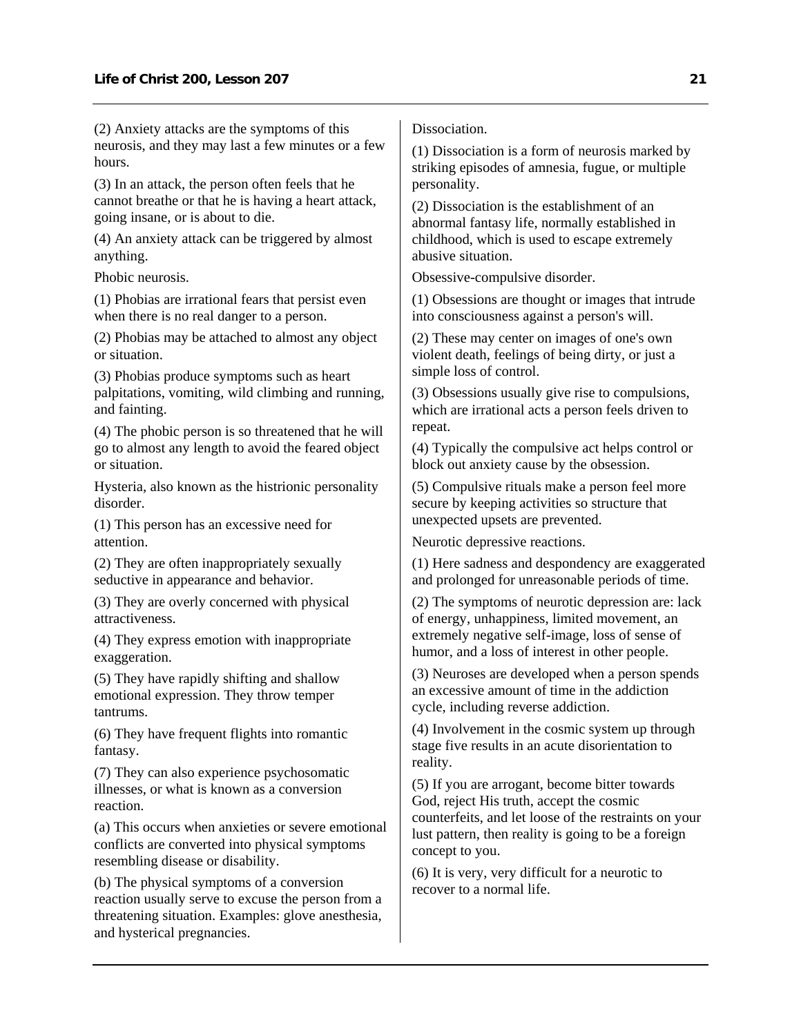(2) Anxiety attacks are the symptoms of this neurosis, and they may last a few minutes or a few hours.

(3) In an attack, the person often feels that he cannot breathe or that he is having a heart attack, going insane, or is about to die.

(4) An anxiety attack can be triggered by almost anything.

Phobic neurosis.

(1) Phobias are irrational fears that persist even when there is no real danger to a person.

(2) Phobias may be attached to almost any object or situation.

(3) Phobias produce symptoms such as heart palpitations, vomiting, wild climbing and running, and fainting.

(4) The phobic person is so threatened that he will go to almost any length to avoid the feared object or situation.

Hysteria, also known as the histrionic personality disorder.

(1) This person has an excessive need for attention.

(2) They are often inappropriately sexually seductive in appearance and behavior.

(3) They are overly concerned with physical attractiveness.

(4) They express emotion with inappropriate exaggeration.

(5) They have rapidly shifting and shallow emotional expression. They throw temper tantrums.

(6) They have frequent flights into romantic fantasy.

(7) They can also experience psychosomatic illnesses, or what is known as a conversion reaction.

(a) This occurs when anxieties or severe emotional conflicts are converted into physical symptoms resembling disease or disability.

(b) The physical symptoms of a conversion reaction usually serve to excuse the person from a threatening situation. Examples: glove anesthesia, and hysterical pregnancies.

Dissociation.

(1) Dissociation is a form of neurosis marked by striking episodes of amnesia, fugue, or multiple personality.

(2) Dissociation is the establishment of an abnormal fantasy life, normally established in childhood, which is used to escape extremely abusive situation.

Obsessive-compulsive disorder.

(1) Obsessions are thought or images that intrude into consciousness against a person's will.

(2) These may center on images of one's own violent death, feelings of being dirty, or just a simple loss of control.

(3) Obsessions usually give rise to compulsions, which are irrational acts a person feels driven to repeat.

(4) Typically the compulsive act helps control or block out anxiety cause by the obsession.

(5) Compulsive rituals make a person feel more secure by keeping activities so structure that unexpected upsets are prevented.

Neurotic depressive reactions.

(1) Here sadness and despondency are exaggerated and prolonged for unreasonable periods of time.

(2) The symptoms of neurotic depression are: lack of energy, unhappiness, limited movement, an extremely negative self-image, loss of sense of humor, and a loss of interest in other people.

(3) Neuroses are developed when a person spends an excessive amount of time in the addiction cycle, including reverse addiction.

(4) Involvement in the cosmic system up through stage five results in an acute disorientation to reality.

(5) If you are arrogant, become bitter towards God, reject His truth, accept the cosmic counterfeits, and let loose of the restraints on your lust pattern, then reality is going to be a foreign concept to you.

(6) It is very, very difficult for a neurotic to recover to a normal life.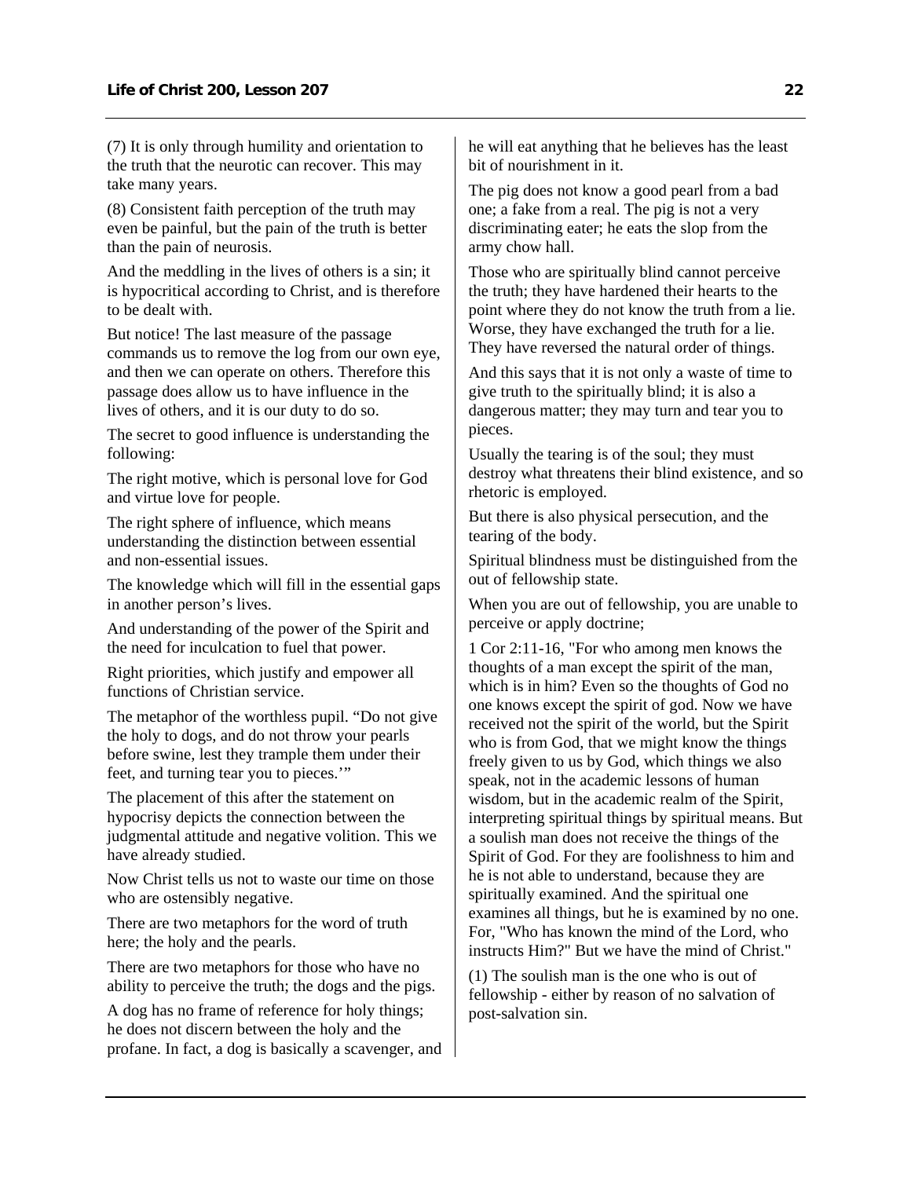(7) It is only through humility and orientation to the truth that the neurotic can recover. This may take many years.

(8) Consistent faith perception of the truth may even be painful, but the pain of the truth is better than the pain of neurosis.

And the meddling in the lives of others is a sin; it is hypocritical according to Christ, and is therefore to be dealt with.

But notice! The last measure of the passage commands us to remove the log from our own eye, and then we can operate on others. Therefore this passage does allow us to have influence in the lives of others, and it is our duty to do so.

The secret to good influence is understanding the following:

The right motive, which is personal love for God and virtue love for people.

The right sphere of influence, which means understanding the distinction between essential and non-essential issues.

The knowledge which will fill in the essential gaps in another person's lives.

And understanding of the power of the Spirit and the need for inculcation to fuel that power.

Right priorities, which justify and empower all functions of Christian service.

The metaphor of the worthless pupil. "Do not give the holy to dogs, and do not throw your pearls before swine, lest they trample them under their feet, and turning tear you to pieces.'"

The placement of this after the statement on hypocrisy depicts the connection between the judgmental attitude and negative volition. This we have already studied.

Now Christ tells us not to waste our time on those who are ostensibly negative.

There are two metaphors for the word of truth here; the holy and the pearls.

There are two metaphors for those who have no ability to perceive the truth; the dogs and the pigs.

A dog has no frame of reference for holy things; he does not discern between the holy and the profane. In fact, a dog is basically a scavenger, and he will eat anything that he believes has the least bit of nourishment in it.

The pig does not know a good pearl from a bad one; a fake from a real. The pig is not a very discriminating eater; he eats the slop from the army chow hall.

Those who are spiritually blind cannot perceive the truth; they have hardened their hearts to the point where they do not know the truth from a lie. Worse, they have exchanged the truth for a lie. They have reversed the natural order of things.

And this says that it is not only a waste of time to give truth to the spiritually blind; it is also a dangerous matter; they may turn and tear you to pieces.

Usually the tearing is of the soul; they must destroy what threatens their blind existence, and so rhetoric is employed.

But there is also physical persecution, and the tearing of the body.

Spiritual blindness must be distinguished from the out of fellowship state.

When you are out of fellowship, you are unable to perceive or apply doctrine;

1 Cor 2:11-16, "For who among men knows the thoughts of a man except the spirit of the man, which is in him? Even so the thoughts of God no one knows except the spirit of god. Now we have received not the spirit of the world, but the Spirit who is from God, that we might know the things freely given to us by God, which things we also speak, not in the academic lessons of human wisdom, but in the academic realm of the Spirit, interpreting spiritual things by spiritual means. But a soulish man does not receive the things of the Spirit of God. For they are foolishness to him and he is not able to understand, because they are spiritually examined. And the spiritual one examines all things, but he is examined by no one. For, "Who has known the mind of the Lord, who instructs Him?" But we have the mind of Christ."

(1) The soulish man is the one who is out of fellowship - either by reason of no salvation of post-salvation sin.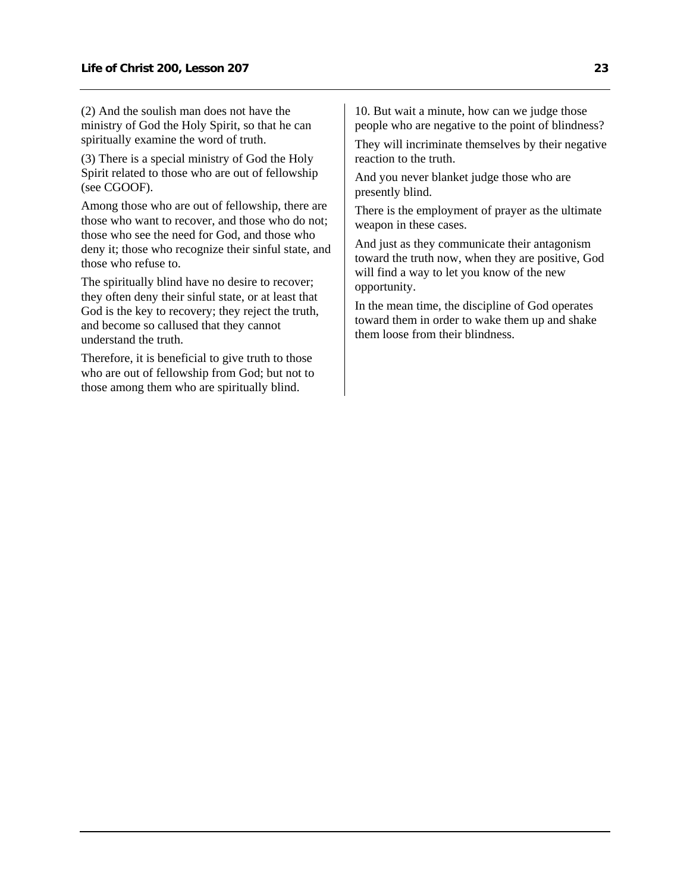(2) And the soulish man does not have the ministry of God the Holy Spirit, so that he can spiritually examine the word of truth.

(3) There is a special ministry of God the Holy Spirit related to those who are out of fellowship (see CGOOF).

Among those who are out of fellowship, there are those who want to recover, and those who do not; those who see the need for God, and those who deny it; those who recognize their sinful state, and those who refuse to.

The spiritually blind have no desire to recover; they often deny their sinful state, or at least that God is the key to recovery; they reject the truth, and become so callused that they cannot understand the truth.

Therefore, it is beneficial to give truth to those who are out of fellowship from God; but not to those among them who are spiritually blind.

10. But wait a minute, how can we judge those people who are negative to the point of blindness?

They will incriminate themselves by their negative reaction to the truth.

And you never blanket judge those who are presently blind.

There is the employment of prayer as the ultimate weapon in these cases.

And just as they communicate their antagonism toward the truth now, when they are positive, God will find a way to let you know of the new opportunity.

In the mean time, the discipline of God operates toward them in order to wake them up and shake them loose from their blindness.